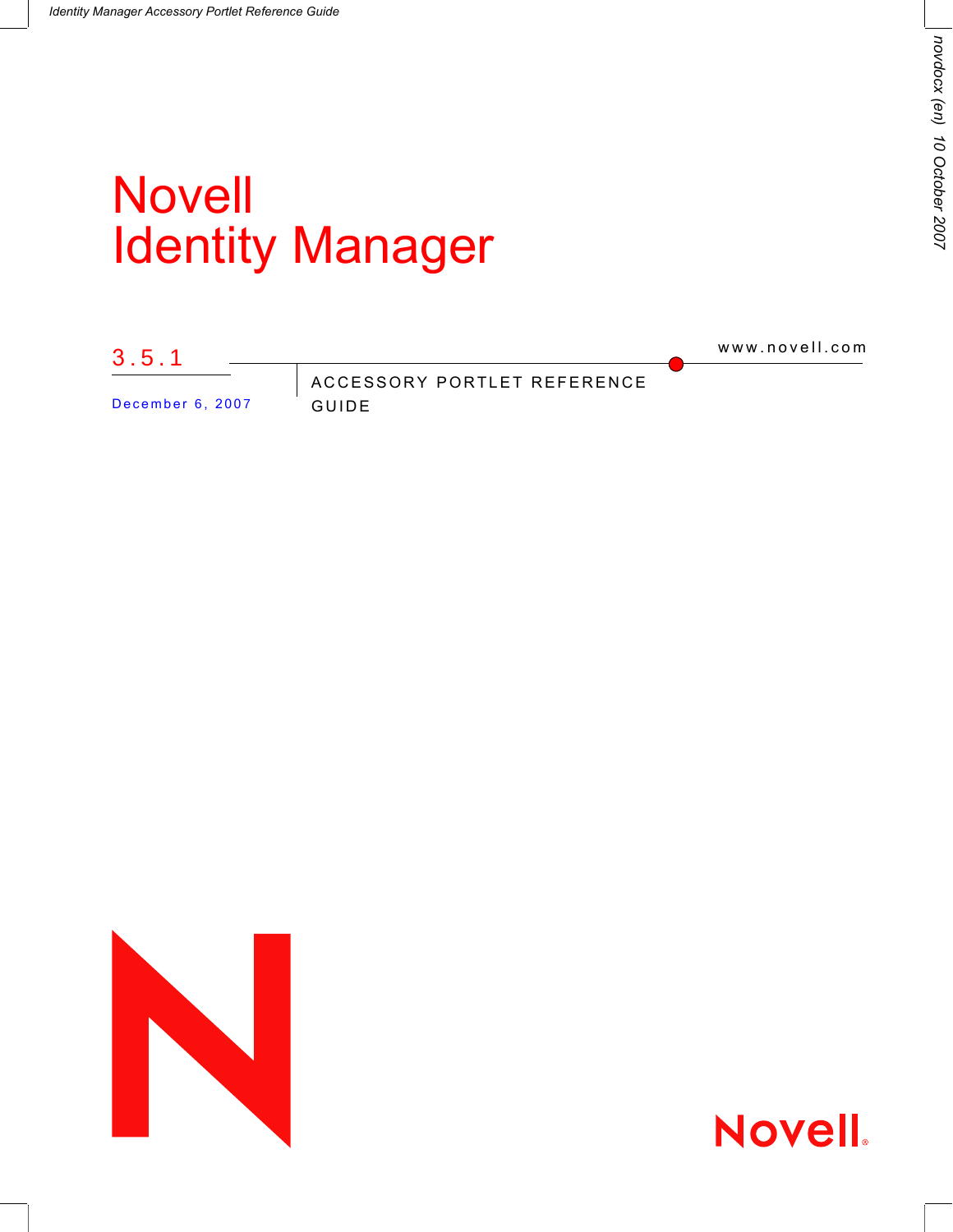# Novell Identity Manager

3.5.1

December 6, 2007

www.novell.com

ACCESSORY PORTLET REFERENCE GUIDE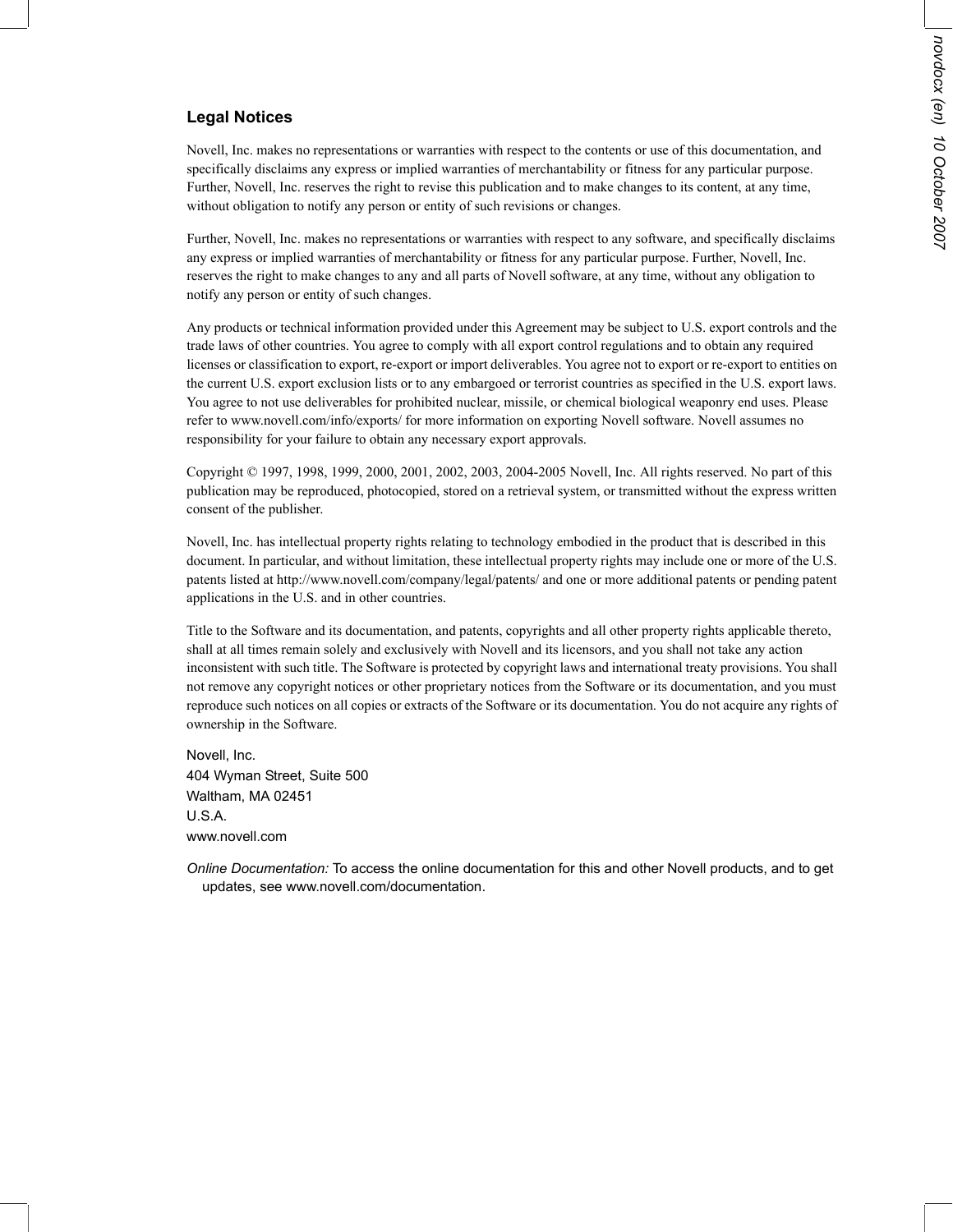## Legal Notices

Novell, Inc. makes no representations or warranties with respect to the contents or use of this documentation, and specifically disclaims any express or implied warranties of merchantability or fitness for any particular purpose. Further, Novell, Inc. reserves the right to revise this publication and to make changes to its content, at any time, without obligation to notify any person or entity of such revisions or changes.

Further, Novell, Inc. makes no representations or warranties with respect to any software, and specifically disclaims any express or implied warranties of merchantability or fitness for any particular purpose. Further, Novell, Inc. reserves the right to make changes to any and all parts of Novell software, at any time, without any obligation to notify any person or entity of such changes.

Any products or technical information provided under this Agreement may be subject to U.S. export controls and the trade laws of other countries. You agree to comply with all export control regulations and to obtain any required licenses or classification to export, re-export or import deliverables. You agree not to export or re-export to entities on the current U.S. export exclusion lists or to any embargoed or terrorist countries as specified in the U.S. export laws. You agree to not use deliverables for prohibited nuclear, missile, or chemical biological weaponry end uses. Please refer to www.novell.com/info/exports/ for more information on exporting Novell software. Novell assumes no responsibility for your failure to obtain any necessary export approvals.

Copyright © 1997, 1998, 1999, 2000, 2001, 2002, 2003, 2004-2005 Novell, Inc. All rights reserved. No part of this publication may be reproduced, photocopied, stored on a retrieval system, or transmitted without the express written consent of the publisher.

Novell, Inc. has intellectual property rights relating to technology embodied in the product that is described in this document. In particular, and without limitation, these intellectual property rights may include one or more of the U.S. patents listed at http://www.novell.com/company/legal/patents/ and one or more additional patents or pending patent applications in the U.S. and in other countries.

Title to the Software and its documentation, and patents, copyrights and all other property rights applicable thereto, shall at all times remain solely and exclusively with Novell and its licensors, and you shall not take any action inconsistent with such title. The Software is protected by copyright laws and international treaty provisions. You shall not remove any copyright notices or other proprietary notices from the Software or its documentation, and you must reproduce such notices on all copies or extracts of the Software or its documentation. You do not acquire any rights of ownership in the Software.

Novell, Inc.
404 Wyman Street, Suite 500
Waltham, MA 02451
U.S.A.
www.novell.com

*Online Documentation:* To access the online documentation for this and other Novell products, and to get updates, see www.novell.com/documentation.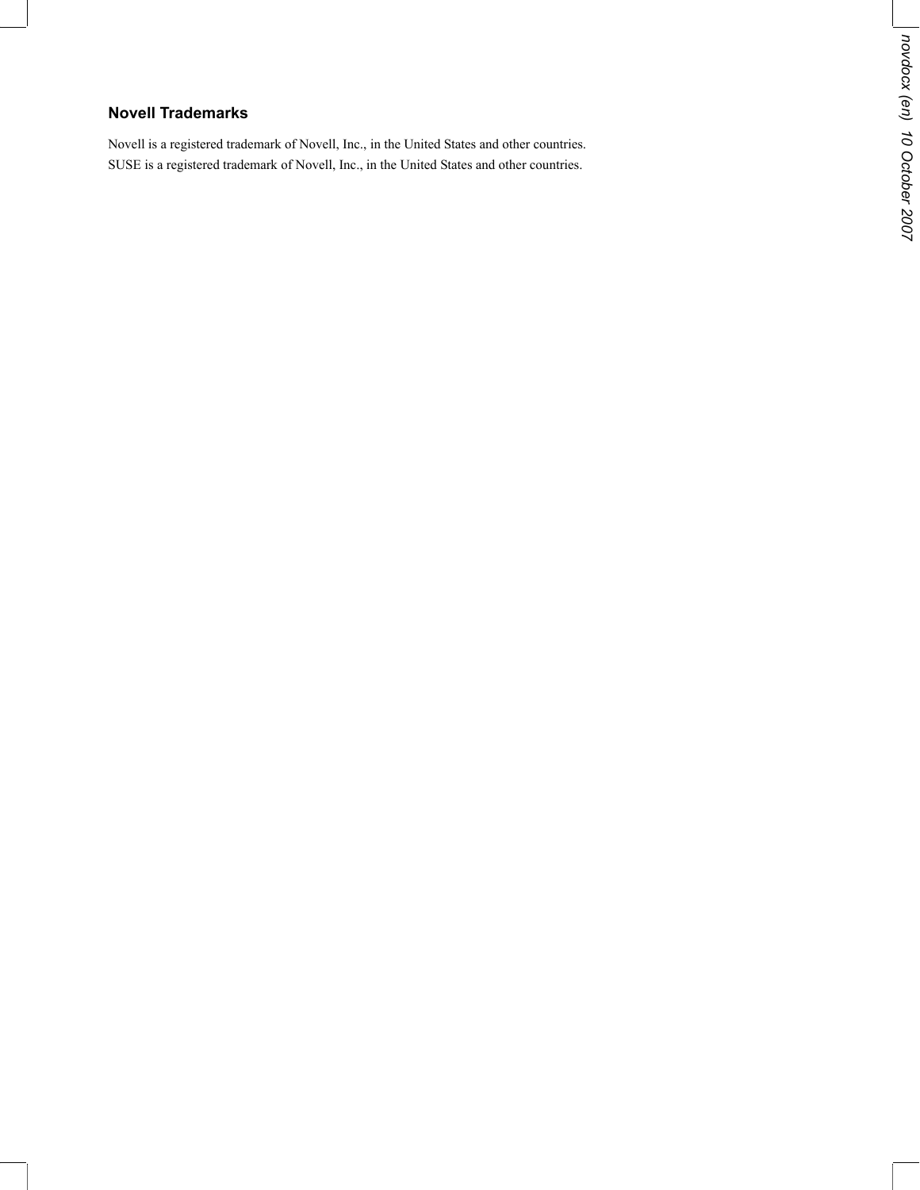## Novell Trademarks

Novell is a registered trademark of Novell, Inc., in the United States and other countries.
SUSE is a registered trademark of Novell, Inc., in the United States and other countries.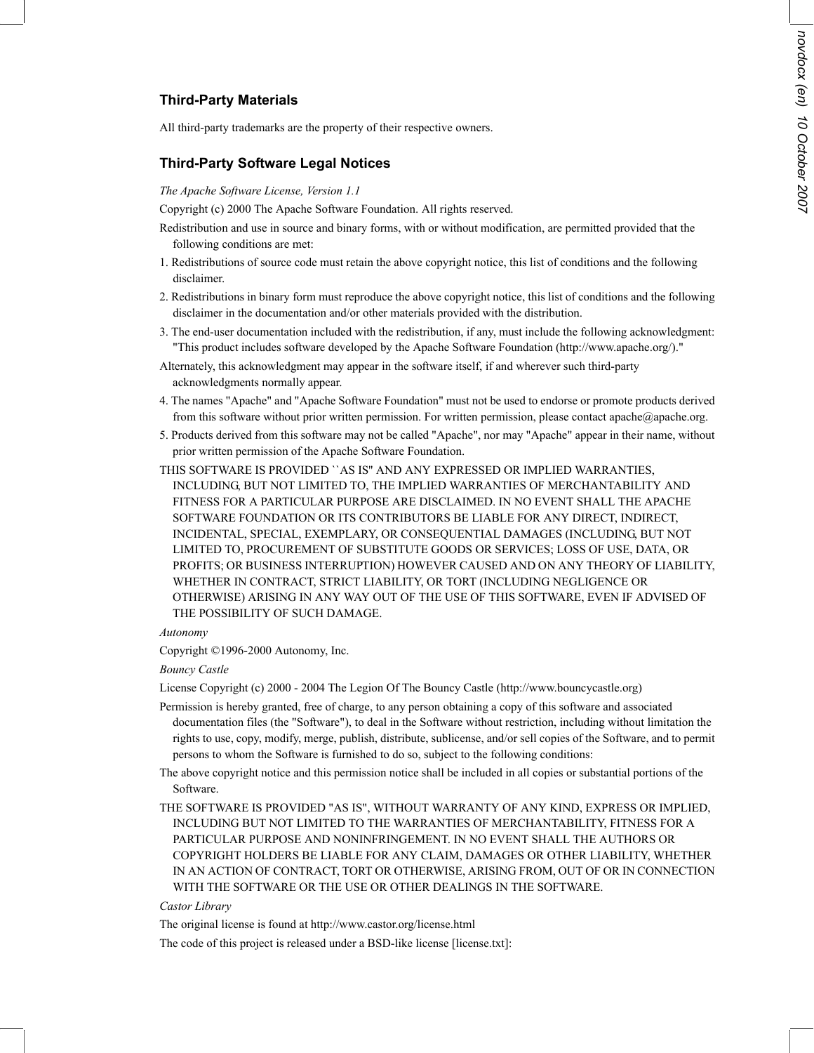## Third-Party Materials

All third-party trademarks are the property of their respective owners.

## Third-Party Software Legal Notices

*The Apache Software License, Version 1.1*

Copyright (c) 2000 The Apache Software Foundation. All rights reserved.

Redistribution and use in source and binary forms, with or without modification, are permitted provided that the following conditions are met:

1. Redistributions of source code must retain the above copyright notice, this list of conditions and the following disclaimer.
2. Redistributions in binary form must reproduce the above copyright notice, this list of conditions and the following disclaimer in the documentation and/or other materials provided with the distribution.
3. The end-user documentation included with the redistribution, if any, must include the following acknowledgment: "This product includes software developed by the Apache Software Foundation (http://www.apache.org/)."

Alternately, this acknowledgment may appear in the software itself, if and wherever such third-party acknowledgments normally appear.

4. The names "Apache" and "Apache Software Foundation" must not be used to endorse or promote products derived from this software without prior written permission. For written permission, please contact apache@apache.org.
5. Products derived from this software may not be called "Apache", nor may "Apache" appear in their name, without prior written permission of the Apache Software Foundation.

THIS SOFTWARE IS PROVIDED ``AS IS'' AND ANY EXPRESSED OR IMPLIED WARRANTIES, INCLUDING, BUT NOT LIMITED TO, THE IMPLIED WARRANTIES OF MERCHANTABILITY AND FITNESS FOR A PARTICULAR PURPOSE ARE DISCLAIMED. IN NO EVENT SHALL THE APACHE SOFTWARE FOUNDATION OR ITS CONTRIBUTORS BE LIABLE FOR ANY DIRECT, INDIRECT, INCIDENTAL, SPECIAL, EXEMPLARY, OR CONSEQUENTIAL DAMAGES (INCLUDING, BUT NOT LIMITED TO, PROCUREMENT OF SUBSTITUTE GOODS OR SERVICES; LOSS OF USE, DATA, OR PROFITS; OR BUSINESS INTERRUPTION) HOWEVER CAUSED AND ON ANY THEORY OF LIABILITY, WHETHER IN CONTRACT, STRICT LIABILITY, OR TORT (INCLUDING NEGLIGENCE OR OTHERWISE) ARISING IN ANY WAY OUT OF THE USE OF THIS SOFTWARE, EVEN IF ADVISED OF THE POSSIBILITY OF SUCH DAMAGE.

*Autonomy*

Copyright ©1996-2000 Autonomy, Inc.

*Bouncy Castle*

License Copyright (c) 2000 - 2004 The Legion Of The Bouncy Castle (http://www.bouncycastle.org)

Permission is hereby granted, free of charge, to any person obtaining a copy of this software and associated documentation files (the "Software"), to deal in the Software without restriction, including without limitation the rights to use, copy, modify, merge, publish, distribute, sublicense, and/or sell copies of the Software, and to permit persons to whom the Software is furnished to do so, subject to the following conditions:

The above copyright notice and this permission notice shall be included in all copies or substantial portions of the Software.

THE SOFTWARE IS PROVIDED "AS IS", WITHOUT WARRANTY OF ANY KIND, EXPRESS OR IMPLIED, INCLUDING BUT NOT LIMITED TO THE WARRANTIES OF MERCHANTABILITY, FITNESS FOR A PARTICULAR PURPOSE AND NONINFRINGEMENT. IN NO EVENT SHALL THE AUTHORS OR COPYRIGHT HOLDERS BE LIABLE FOR ANY CLAIM, DAMAGES OR OTHER LIABILITY, WHETHER IN AN ACTION OF CONTRACT, TORT OR OTHERWISE, ARISING FROM, OUT OF OR IN CONNECTION WITH THE SOFTWARE OR THE USE OR OTHER DEALINGS IN THE SOFTWARE.

*Castor Library*

The original license is found at http://www.castor.org/license.html

The code of this project is released under a BSD-like license [license.txt]: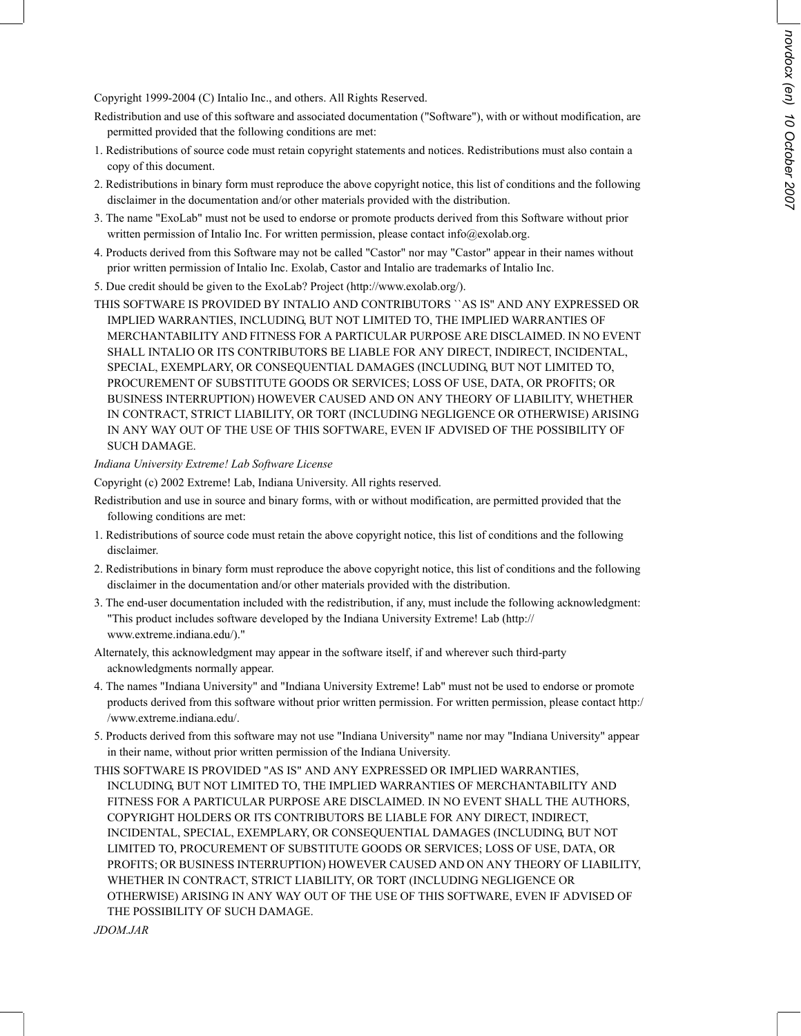Copyright 1999-2004 (C) Intalio Inc., and others. All Rights Reserved.

Redistribution and use of this software and associated documentation ("Software"), with or without modification, are permitted provided that the following conditions are met:

1. Redistributions of source code must retain copyright statements and notices. Redistributions must also contain a copy of this document.

2. Redistributions in binary form must reproduce the above copyright notice, this list of conditions and the following disclaimer in the documentation and/or other materials provided with the distribution.

3. The name "ExoLab" must not be used to endorse or promote products derived from this Software without prior written permission of Intalio Inc. For written permission, please contact info@exolab.org.

4. Products derived from this Software may not be called "Castor" nor may "Castor" appear in their names without prior written permission of Intalio Inc. Exolab, Castor and Intalio are trademarks of Intalio Inc.

5. Due credit should be given to the ExoLab? Project (http://www.exolab.org/).

THIS SOFTWARE IS PROVIDED BY INTALIO AND CONTRIBUTORS ``AS IS'' AND ANY EXPRESSED OR IMPLIED WARRANTIES, INCLUDING, BUT NOT LIMITED TO, THE IMPLIED WARRANTIES OF MERCHANTABILITY AND FITNESS FOR A PARTICULAR PURPOSE ARE DISCLAIMED. IN NO EVENT SHALL INTALIO OR ITS CONTRIBUTORS BE LIABLE FOR ANY DIRECT, INDIRECT, INCIDENTAL, SPECIAL, EXEMPLARY, OR CONSEQUENTIAL DAMAGES (INCLUDING, BUT NOT LIMITED TO, PROCUREMENT OF SUBSTITUTE GOODS OR SERVICES; LOSS OF USE, DATA, OR PROFITS; OR BUSINESS INTERRUPTION) HOWEVER CAUSED AND ON ANY THEORY OF LIABILITY, WHETHER IN CONTRACT, STRICT LIABILITY, OR TORT (INCLUDING NEGLIGENCE OR OTHERWISE) ARISING IN ANY WAY OUT OF THE USE OF THIS SOFTWARE, EVEN IF ADVISED OF THE POSSIBILITY OF SUCH DAMAGE.

*Indiana University Extreme! Lab Software License*

Copyright (c) 2002 Extreme! Lab, Indiana University. All rights reserved.

Redistribution and use in source and binary forms, with or without modification, are permitted provided that the following conditions are met:

1. Redistributions of source code must retain the above copyright notice, this list of conditions and the following disclaimer.

2. Redistributions in binary form must reproduce the above copyright notice, this list of conditions and the following disclaimer in the documentation and/or other materials provided with the distribution.

3. The end-user documentation included with the redistribution, if any, must include the following acknowledgment: "This product includes software developed by the Indiana University Extreme! Lab (http://www.extreme.indiana.edu/)."

Alternately, this acknowledgment may appear in the software itself, if and wherever such third-party acknowledgments normally appear.

4. The names "Indiana University" and "Indiana University Extreme! Lab" must not be used to endorse or promote products derived from this software without prior written permission. For written permission, please contact http://www.extreme.indiana.edu/.

5. Products derived from this software may not use "Indiana University" name nor may "Indiana University" appear in their name, without prior written permission of the Indiana University.

THIS SOFTWARE IS PROVIDED "AS IS" AND ANY EXPRESSED OR IMPLIED WARRANTIES, INCLUDING, BUT NOT LIMITED TO, THE IMPLIED WARRANTIES OF MERCHANTABILITY AND FITNESS FOR A PARTICULAR PURPOSE ARE DISCLAIMED. IN NO EVENT SHALL THE AUTHORS, COPYRIGHT HOLDERS OR ITS CONTRIBUTORS BE LIABLE FOR ANY DIRECT, INDIRECT, INCIDENTAL, SPECIAL, EXEMPLARY, OR CONSEQUENTIAL DAMAGES (INCLUDING, BUT NOT LIMITED TO, PROCUREMENT OF SUBSTITUTE GOODS OR SERVICES; LOSS OF USE, DATA, OR PROFITS; OR BUSINESS INTERRUPTION) HOWEVER CAUSED AND ON ANY THEORY OF LIABILITY, WHETHER IN CONTRACT, STRICT LIABILITY, OR TORT (INCLUDING NEGLIGENCE OR OTHERWISE) ARISING IN ANY WAY OUT OF THE USE OF THIS SOFTWARE, EVEN IF ADVISED OF THE POSSIBILITY OF SUCH DAMAGE.

*JDOM.JAR*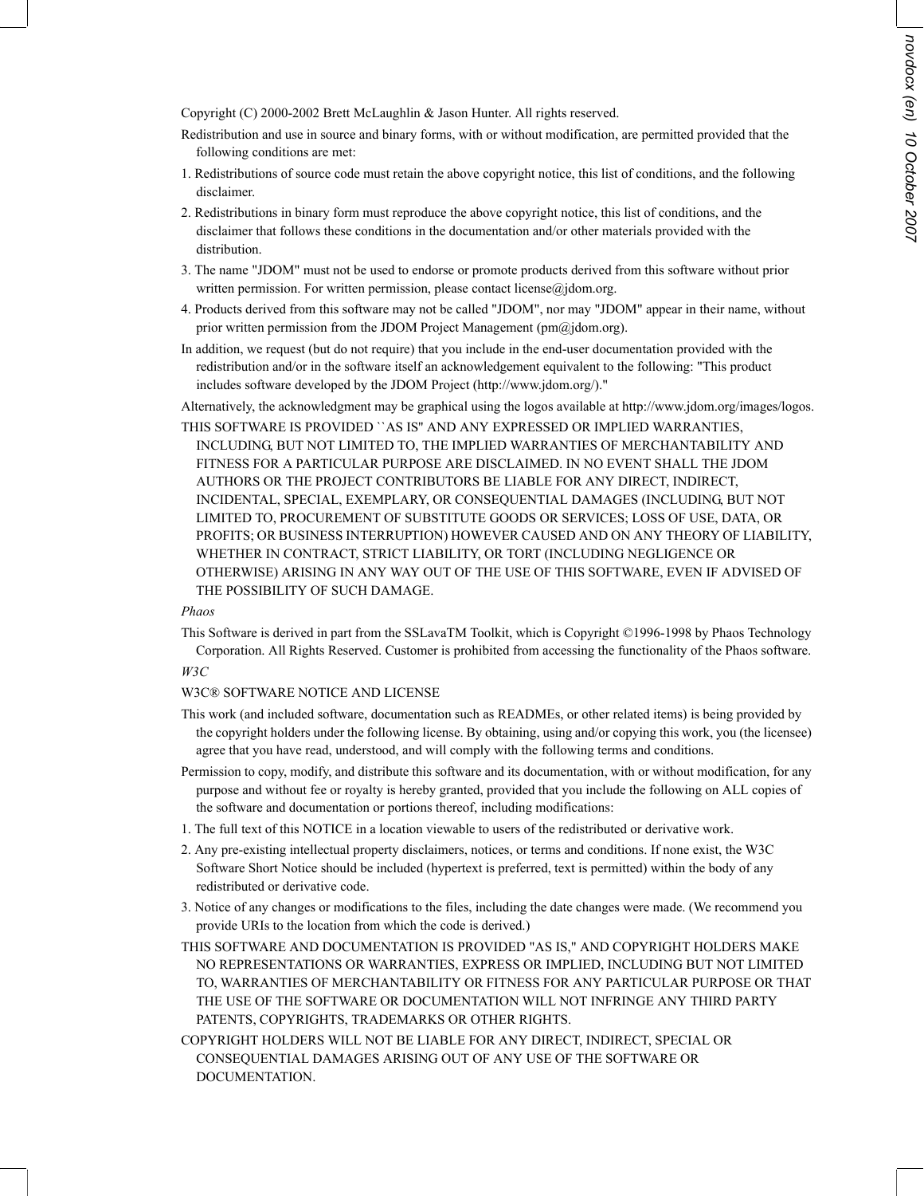Copyright (C) 2000-2002 Brett McLaughlin & Jason Hunter. All rights reserved.

Redistribution and use in source and binary forms, with or without modification, are permitted provided that the following conditions are met:

1. Redistributions of source code must retain the above copyright notice, this list of conditions, and the following disclaimer.
2. Redistributions in binary form must reproduce the above copyright notice, this list of conditions, and the disclaimer that follows these conditions in the documentation and/or other materials provided with the distribution.
3. The name "JDOM" must not be used to endorse or promote products derived from this software without prior written permission. For written permission, please contact license@jdom.org.
4. Products derived from this software may not be called "JDOM", nor may "JDOM" appear in their name, without prior written permission from the JDOM Project Management (pm@jdom.org).

In addition, we request (but do not require) that you include in the end-user documentation provided with the redistribution and/or in the software itself an acknowledgement equivalent to the following: "This product includes software developed by the JDOM Project (http://www.jdom.org/)."

Alternatively, the acknowledgment may be graphical using the logos available at http://www.jdom.org/images/logos.

THIS SOFTWARE IS PROVIDED ``AS IS'' AND ANY EXPRESSED OR IMPLIED WARRANTIES, INCLUDING, BUT NOT LIMITED TO, THE IMPLIED WARRANTIES OF MERCHANTABILITY AND FITNESS FOR A PARTICULAR PURPOSE ARE DISCLAIMED. IN NO EVENT SHALL THE JDOM AUTHORS OR THE PROJECT CONTRIBUTORS BE LIABLE FOR ANY DIRECT, INDIRECT, INCIDENTAL, SPECIAL, EXEMPLARY, OR CONSEQUENTIAL DAMAGES (INCLUDING, BUT NOT LIMITED TO, PROCUREMENT OF SUBSTITUTE GOODS OR SERVICES; LOSS OF USE, DATA, OR PROFITS; OR BUSINESS INTERRUPTION) HOWEVER CAUSED AND ON ANY THEORY OF LIABILITY, WHETHER IN CONTRACT, STRICT LIABILITY, OR TORT (INCLUDING NEGLIGENCE OR OTHERWISE) ARISING IN ANY WAY OUT OF THE USE OF THIS SOFTWARE, EVEN IF ADVISED OF THE POSSIBILITY OF SUCH DAMAGE.

*Phaos*

This Software is derived in part from the SSLavaTM Toolkit, which is Copyright ©1996-1998 by Phaos Technology Corporation. All Rights Reserved. Customer is prohibited from accessing the functionality of the Phaos software.

*W3C*

W3C® SOFTWARE NOTICE AND LICENSE

This work (and included software, documentation such as READMEs, or other related items) is being provided by the copyright holders under the following license. By obtaining, using and/or copying this work, you (the licensee) agree that you have read, understood, and will comply with the following terms and conditions.

Permission to copy, modify, and distribute this software and its documentation, with or without modification, for any purpose and without fee or royalty is hereby granted, provided that you include the following on ALL copies of the software and documentation or portions thereof, including modifications:

1. The full text of this NOTICE in a location viewable to users of the redistributed or derivative work.
2. Any pre-existing intellectual property disclaimers, notices, or terms and conditions. If none exist, the W3C Software Short Notice should be included (hypertext is preferred, text is permitted) within the body of any redistributed or derivative code.
3. Notice of any changes or modifications to the files, including the date changes were made. (We recommend you provide URIs to the location from which the code is derived.)

THIS SOFTWARE AND DOCUMENTATION IS PROVIDED "AS IS," AND COPYRIGHT HOLDERS MAKE NO REPRESENTATIONS OR WARRANTIES, EXPRESS OR IMPLIED, INCLUDING BUT NOT LIMITED TO, WARRANTIES OF MERCHANTABILITY OR FITNESS FOR ANY PARTICULAR PURPOSE OR THAT THE USE OF THE SOFTWARE OR DOCUMENTATION WILL NOT INFRINGE ANY THIRD PARTY PATENTS, COPYRIGHTS, TRADEMARKS OR OTHER RIGHTS.

COPYRIGHT HOLDERS WILL NOT BE LIABLE FOR ANY DIRECT, INDIRECT, SPECIAL OR CONSEQUENTIAL DAMAGES ARISING OUT OF ANY USE OF THE SOFTWARE OR DOCUMENTATION.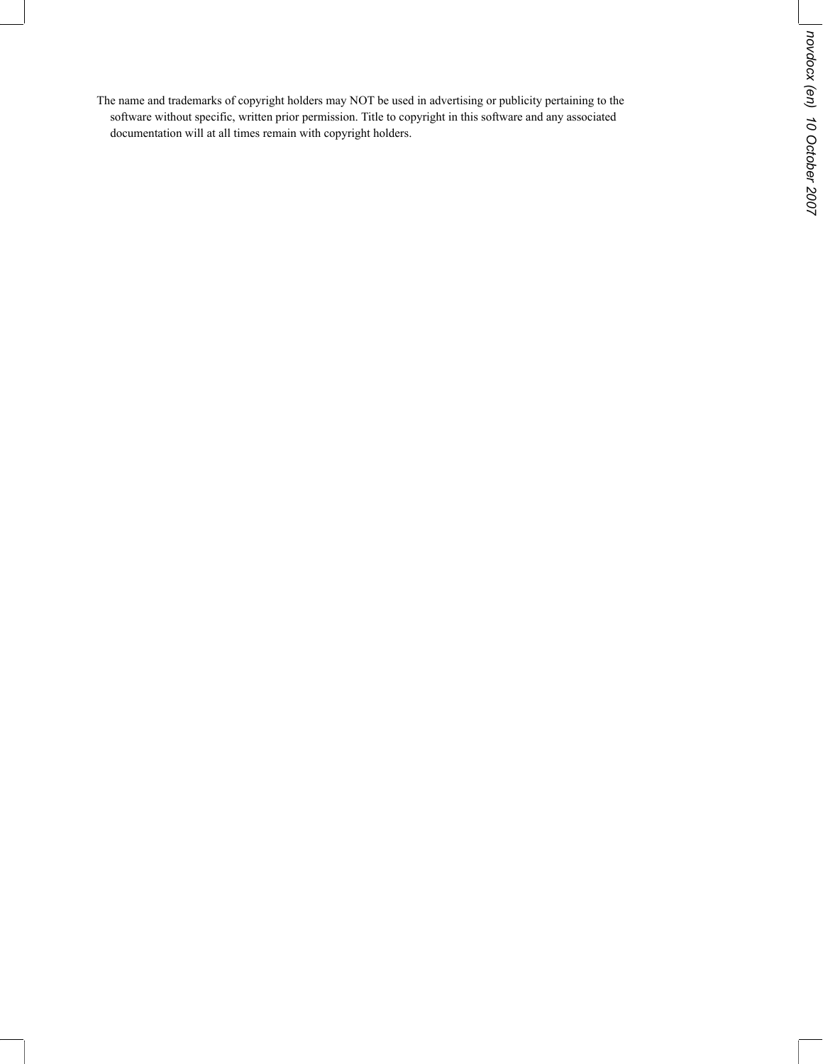The name and trademarks of copyright holders may NOT be used in advertising or publicity pertaining to the software without specific, written prior permission. Title to copyright in this software and any associated documentation will at all times remain with copyright holders.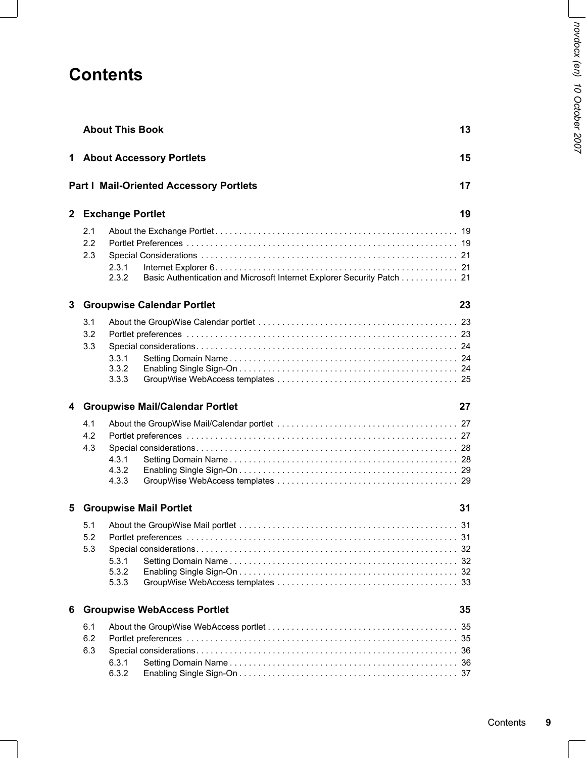# Contents

**About This Book** 13

**1 About Accessory Portlets** 15

**Part I Mail-Oriented Accessory Portlets** 17

**2 Exchange Portlet** 19

2.1 About the Exchange Portlet . . . . . . . . . . 19
2.2 Portlet Preferences . . . . . . . . . . 19
2.3 Special Considerations . . . . . . . . . . 21
 2.3.1 Internet Explorer 6 . . . . . . . . . . 21
 2.3.2 Basic Authentication and Microsoft Internet Explorer Security Patch . . . . . . . . . . 21

**3 Groupwise Calendar Portlet** 23

3.1 About the GroupWise Calendar portlet . . . . . . . . . . 23
3.2 Portlet preferences . . . . . . . . . . 23
3.3 Special considerations . . . . . . . . . . 24
 3.3.1 Setting Domain Name . . . . . . . . . . 24
 3.3.2 Enabling Single Sign-On . . . . . . . . . . 24
 3.3.3 GroupWise WebAccess templates . . . . . . . . . . 25

**4 Groupwise Mail/Calendar Portlet** 27

4.1 About the GroupWise Mail/Calendar portlet . . . . . . . . . . 27
4.2 Portlet preferences . . . . . . . . . . 27
4.3 Special considerations . . . . . . . . . . 28
 4.3.1 Setting Domain Name . . . . . . . . . . 28
 4.3.2 Enabling Single Sign-On . . . . . . . . . . 29
 4.3.3 GroupWise WebAccess templates . . . . . . . . . . 29

**5 Groupwise Mail Portlet** 31

5.1 About the GroupWise Mail portlet . . . . . . . . . . 31
5.2 Portlet preferences . . . . . . . . . . 31
5.3 Special considerations . . . . . . . . . . 32
 5.3.1 Setting Domain Name . . . . . . . . . . 32
 5.3.2 Enabling Single Sign-On . . . . . . . . . . 32
 5.3.3 GroupWise WebAccess templates . . . . . . . . . . 33

**6 Groupwise WebAccess Portlet** 35

6.1 About the GroupWise WebAccess portlet . . . . . . . . . . 35
6.2 Portlet preferences . . . . . . . . . . 35
6.3 Special considerations . . . . . . . . . . 36
 6.3.1 Setting Domain Name . . . . . . . . . . 36
 6.3.2 Enabling Single Sign-On . . . . . . . . . . 37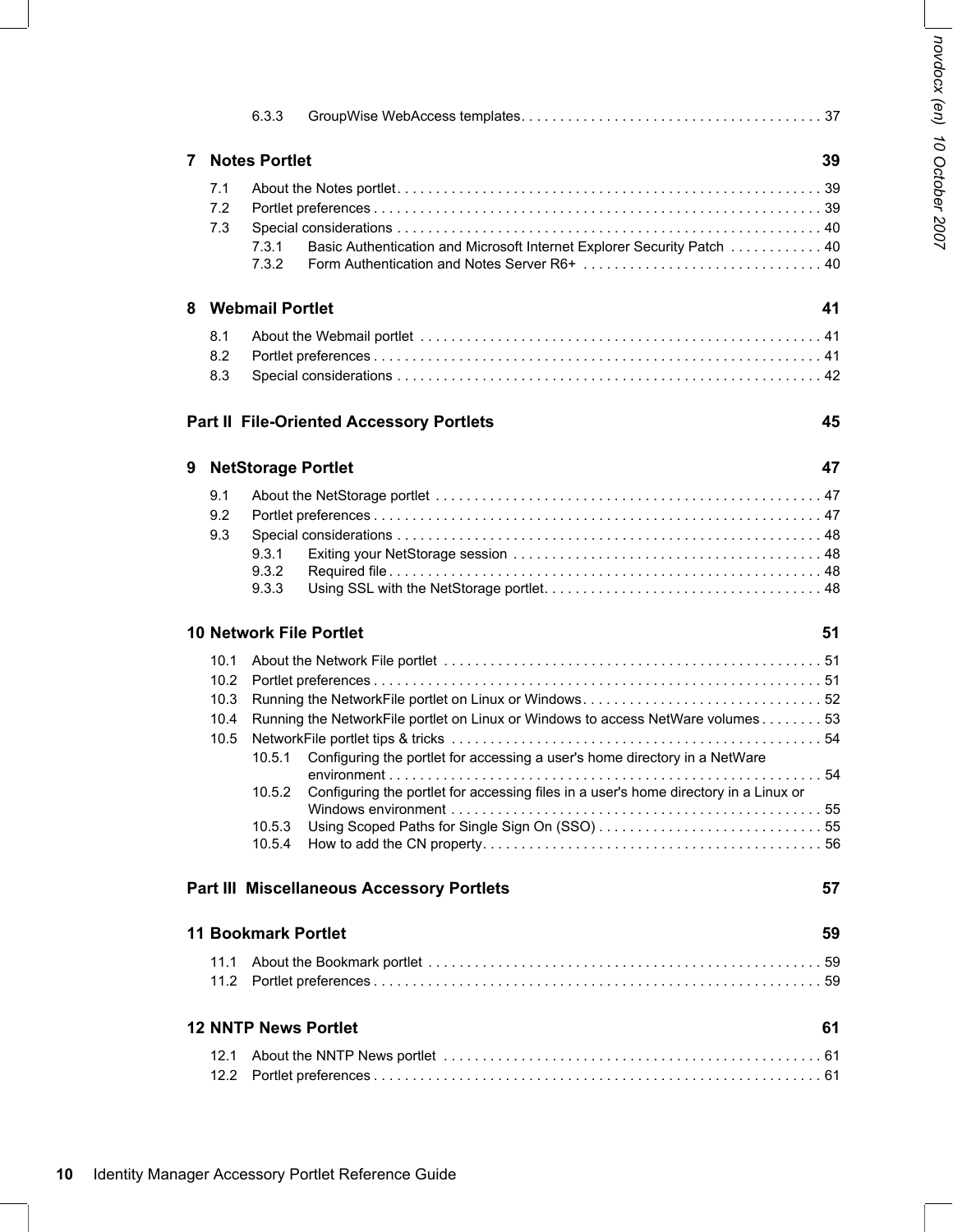6.3.3 GroupWise WebAccess templates . . . . . . . . . . . . . . . . . . . . . . . . . . . . . . . . . . . . . . . 37

**7 Notes Portlet 39**

7.1 About the Notes portlet . . . . . . . . . . . . . . . . . . . . . . . . . . . . . . . . . . . . . . . . . . . . . . . . . . . . . . 39
7.2 Portlet preferences . . . . . . . . . . . . . . . . . . . . . . . . . . . . . . . . . . . . . . . . . . . . . . . . . . . . . . . . . 39
7.3 Special considerations . . . . . . . . . . . . . . . . . . . . . . . . . . . . . . . . . . . . . . . . . . . . . . . . . . . . . . 40
7.3.1 Basic Authentication and Microsoft Internet Explorer Security Patch . . . . . . . . . . . . 40
7.3.2 Form Authentication and Notes Server R6+ . . . . . . . . . . . . . . . . . . . . . . . . . . . . . . 40

**8 Webmail Portlet 41**

8.1 About the Webmail portlet . . . . . . . . . . . . . . . . . . . . . . . . . . . . . . . . . . . . . . . . . . . . . . . . . . . 41
8.2 Portlet preferences . . . . . . . . . . . . . . . . . . . . . . . . . . . . . . . . . . . . . . . . . . . . . . . . . . . . . . . . . 41
8.3 Special considerations . . . . . . . . . . . . . . . . . . . . . . . . . . . . . . . . . . . . . . . . . . . . . . . . . . . . . . 42

**Part II File-Oriented Accessory Portlets 45**

**9 NetStorage Portlet 47**

9.1 About the NetStorage portlet . . . . . . . . . . . . . . . . . . . . . . . . . . . . . . . . . . . . . . . . . . . . . . . . . 47
9.2 Portlet preferences . . . . . . . . . . . . . . . . . . . . . . . . . . . . . . . . . . . . . . . . . . . . . . . . . . . . . . . . . 47
9.3 Special considerations . . . . . . . . . . . . . . . . . . . . . . . . . . . . . . . . . . . . . . . . . . . . . . . . . . . . . . 48
9.3.1 Exiting your NetStorage session . . . . . . . . . . . . . . . . . . . . . . . . . . . . . . . . . . . . . . . 48
9.3.2 Required file . . . . . . . . . . . . . . . . . . . . . . . . . . . . . . . . . . . . . . . . . . . . . . . . . . . . . . . 48
9.3.3 Using SSL with the NetStorage portlet. . . . . . . . . . . . . . . . . . . . . . . . . . . . . . . . . . . 48

**10 Network File Portlet 51**

10.1 About the Network File portlet . . . . . . . . . . . . . . . . . . . . . . . . . . . . . . . . . . . . . . . . . . . . . . . . 51
10.2 Portlet preferences . . . . . . . . . . . . . . . . . . . . . . . . . . . . . . . . . . . . . . . . . . . . . . . . . . . . . . . . . 51
10.3 Running the NetworkFile portlet on Linux or Windows. . . . . . . . . . . . . . . . . . . . . . . . . . . . . . 52
10.4 Running the NetworkFile portlet on Linux or Windows to access NetWare volumes . . . . . . . . 53
10.5 NetworkFile portlet tips & tricks . . . . . . . . . . . . . . . . . . . . . . . . . . . . . . . . . . . . . . . . . . . . . . . 54
10.5.1 Configuring the portlet for accessing a user's home directory in a NetWare environment . . . . . . . . . . . . . . . . . . . . . . . . . . . . . . . . . . . . . . . . . . . . . . . . . . . . . . . 54
10.5.2 Configuring the portlet for accessing files in a user's home directory in a Linux or Windows environment . . . . . . . . . . . . . . . . . . . . . . . . . . . . . . . . . . . . . . . . . . . . . . . 55
10.5.3 Using Scoped Paths for Single Sign On (SSO) . . . . . . . . . . . . . . . . . . . . . . . . . . . . 55
10.5.4 How to add the CN property. . . . . . . . . . . . . . . . . . . . . . . . . . . . . . . . . . . . . . . . . . . 56

**Part III Miscellaneous Accessory Portlets 57**

**11 Bookmark Portlet 59**

11.1 About the Bookmark portlet . . . . . . . . . . . . . . . . . . . . . . . . . . . . . . . . . . . . . . . . . . . . . . . . . . 59
11.2 Portlet preferences . . . . . . . . . . . . . . . . . . . . . . . . . . . . . . . . . . . . . . . . . . . . . . . . . . . . . . . . . 59

**12 NNTP News Portlet 61**

12.1 About the NNTP News portlet . . . . . . . . . . . . . . . . . . . . . . . . . . . . . . . . . . . . . . . . . . . . . . . . 61
12.2 Portlet preferences . . . . . . . . . . . . . . . . . . . . . . . . . . . . . . . . . . . . . . . . . . . . . . . . . . . . . . . . . 61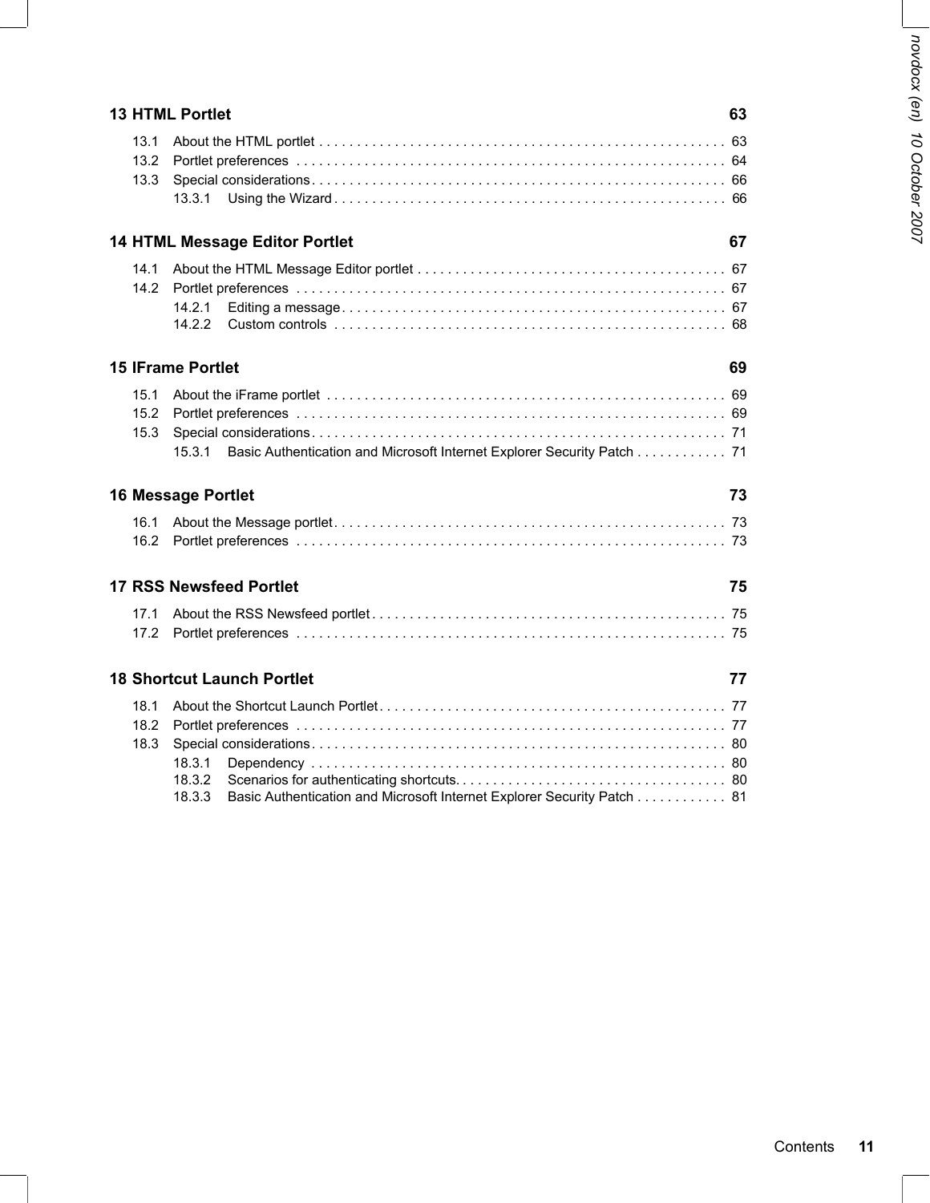**13 HTML Portlet 63**

13.1 About the HTML portlet . . . . . . . . . . . . . . . . . . . . . . . . . . . . . . . . . . . . . . . . . . . . . . . . . . . . . 63
13.2 Portlet preferences . . . . . . . . . . . . . . . . . . . . . . . . . . . . . . . . . . . . . . . . . . . . . . . . . . . . . . . . 64
13.3 Special considerations . . . . . . . . . . . . . . . . . . . . . . . . . . . . . . . . . . . . . . . . . . . . . . . . . . . . . . 66
13.3.1 Using the Wizard . . . . . . . . . . . . . . . . . . . . . . . . . . . . . . . . . . . . . . . . . . . . . . . . . . . . 66

**14 HTML Message Editor Portlet 67**

14.1 About the HTML Message Editor portlet . . . . . . . . . . . . . . . . . . . . . . . . . . . . . . . . . . . . . . . . . 67
14.2 Portlet preferences . . . . . . . . . . . . . . . . . . . . . . . . . . . . . . . . . . . . . . . . . . . . . . . . . . . . . . . . 67
14.2.1 Editing a message . . . . . . . . . . . . . . . . . . . . . . . . . . . . . . . . . . . . . . . . . . . . . . . . . . . 67
14.2.2 Custom controls . . . . . . . . . . . . . . . . . . . . . . . . . . . . . . . . . . . . . . . . . . . . . . . . . . . . 68

**15 IFrame Portlet 69**

15.1 About the iFrame portlet . . . . . . . . . . . . . . . . . . . . . . . . . . . . . . . . . . . . . . . . . . . . . . . . . . . . 69
15.2 Portlet preferences . . . . . . . . . . . . . . . . . . . . . . . . . . . . . . . . . . . . . . . . . . . . . . . . . . . . . . . . 69
15.3 Special considerations . . . . . . . . . . . . . . . . . . . . . . . . . . . . . . . . . . . . . . . . . . . . . . . . . . . . . . 71
15.3.1 Basic Authentication and Microsoft Internet Explorer Security Patch . . . . . . . . . . . . 71

**16 Message Portlet 73**

16.1 About the Message portlet . . . . . . . . . . . . . . . . . . . . . . . . . . . . . . . . . . . . . . . . . . . . . . . . . . . 73
16.2 Portlet preferences . . . . . . . . . . . . . . . . . . . . . . . . . . . . . . . . . . . . . . . . . . . . . . . . . . . . . . . . . 73

**17 RSS Newsfeed Portlet 75**

17.1 About the RSS Newsfeed portlet . . . . . . . . . . . . . . . . . . . . . . . . . . . . . . . . . . . . . . . . . . . . . . 75
17.2 Portlet preferences . . . . . . . . . . . . . . . . . . . . . . . . . . . . . . . . . . . . . . . . . . . . . . . . . . . . . . . . . 75

**18 Shortcut Launch Portlet 77**

18.1 About the Shortcut Launch Portlet . . . . . . . . . . . . . . . . . . . . . . . . . . . . . . . . . . . . . . . . . . . . . 77
18.2 Portlet preferences . . . . . . . . . . . . . . . . . . . . . . . . . . . . . . . . . . . . . . . . . . . . . . . . . . . . . . . . 77
18.3 Special considerations . . . . . . . . . . . . . . . . . . . . . . . . . . . . . . . . . . . . . . . . . . . . . . . . . . . . . . 80
18.3.1 Dependency . . . . . . . . . . . . . . . . . . . . . . . . . . . . . . . . . . . . . . . . . . . . . . . . . . . . . . 80
18.3.2 Scenarios for authenticating shortcuts . . . . . . . . . . . . . . . . . . . . . . . . . . . . . . . . . . . 80
18.3.3 Basic Authentication and Microsoft Internet Explorer Security Patch . . . . . . . . . . . . 81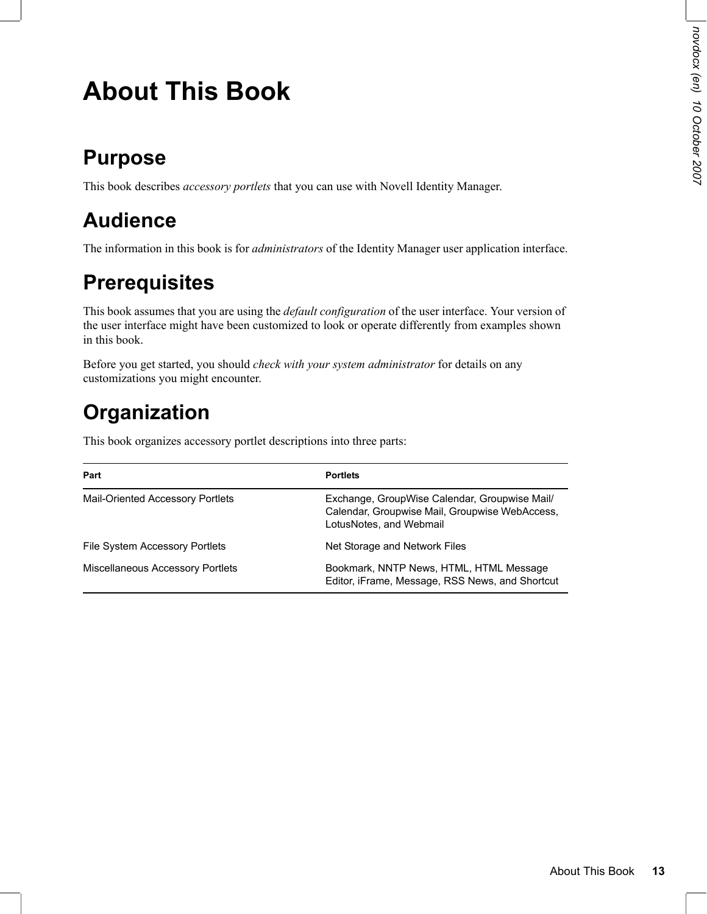# About This Book

## Purpose

This book describes *accessory portlets* that you can use with Novell Identity Manager.

## Audience

The information in this book is for *administrators* of the Identity Manager user application interface.

## Prerequisites

This book assumes that you are using the *default configuration* of the user interface. Your version of the user interface might have been customized to look or operate differently from examples shown in this book.

Before you get started, you should *check with your system administrator* for details on any customizations you might encounter.

## Organization

This book organizes accessory portlet descriptions into three parts:

| Part | Portlets |
| --- | --- |
| Mail-Oriented Accessory Portlets | Exchange, GroupWise Calendar, Groupwise Mail/ Calendar, Groupwise Mail, Groupwise WebAccess, LotusNotes, and Webmail |
| File System Accessory Portlets | Net Storage and Network Files |
| Miscellaneous Accessory Portlets | Bookmark, NNTP News, HTML, HTML Message Editor, iFrame, Message, RSS News, and Shortcut |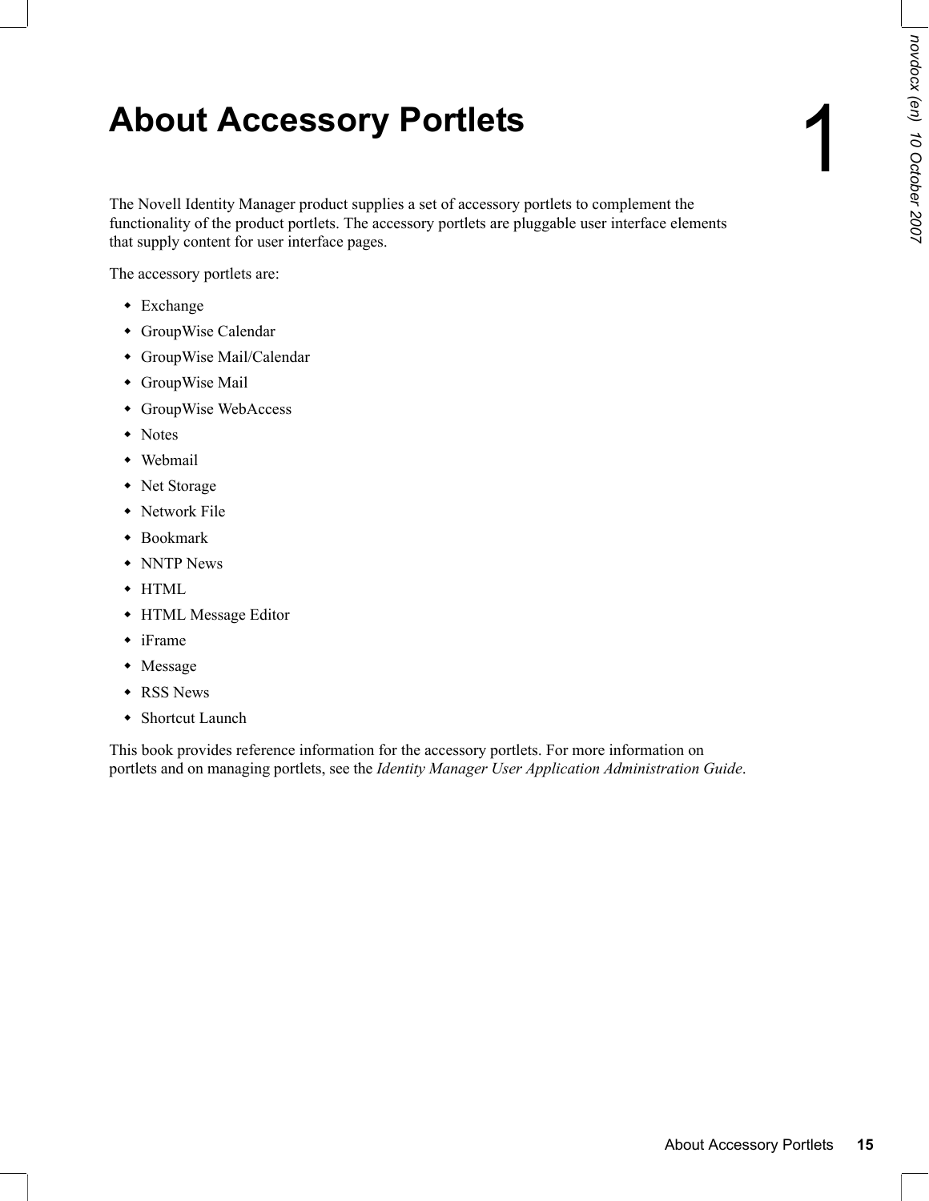# 1 About Accessory Portlets

The Novell Identity Manager product supplies a set of accessory portlets to complement the functionality of the product portlets. The accessory portlets are pluggable user interface elements that supply content for user interface pages.

The accessory portlets are:

- Exchange
- GroupWise Calendar
- GroupWise Mail/Calendar
- GroupWise Mail
- GroupWise WebAccess
- Notes
- Webmail
- Net Storage
- Network File
- Bookmark
- NNTP News
- HTML
- HTML Message Editor
- iFrame
- Message
- RSS News
- Shortcut Launch

This book provides reference information for the accessory portlets. For more information on portlets and on managing portlets, see the *Identity Manager User Application Administration Guide*.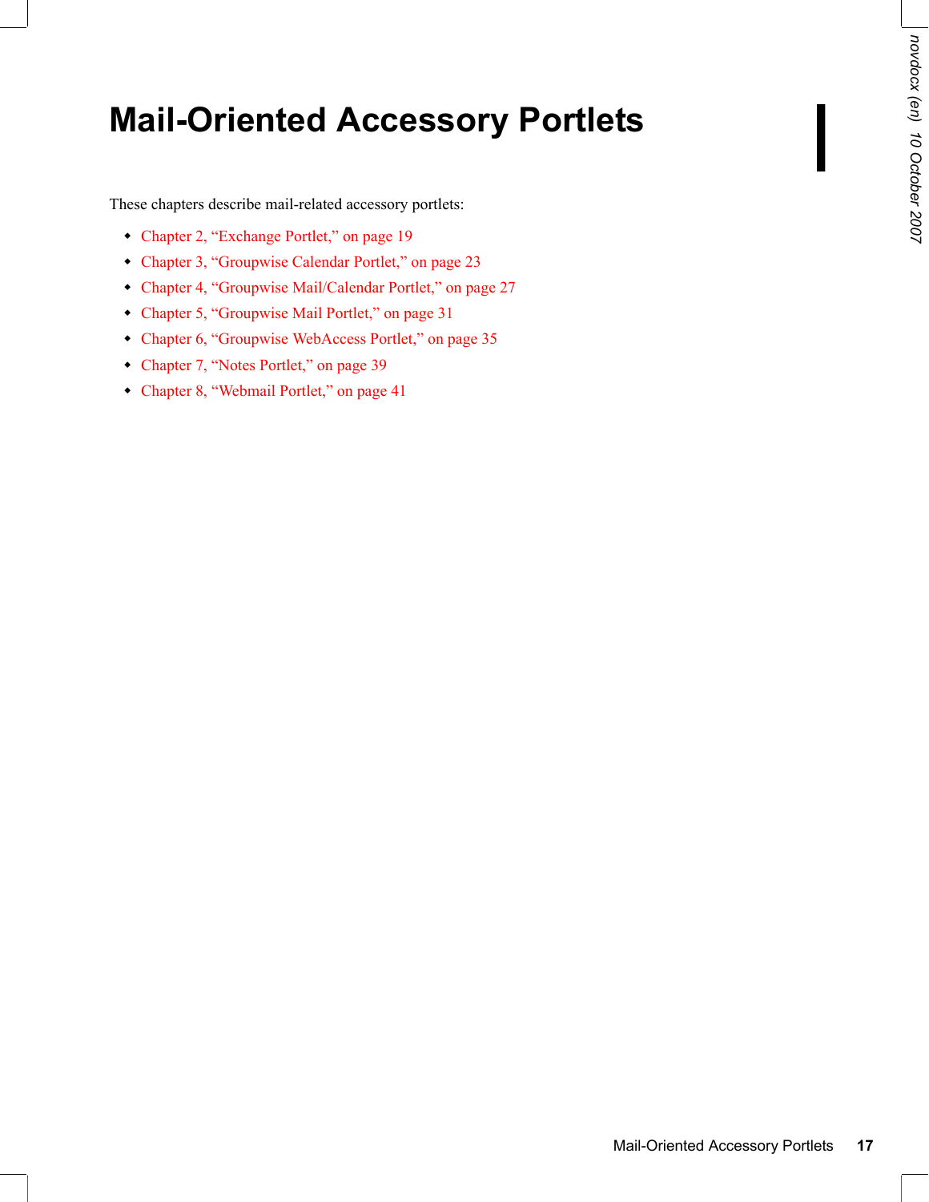# Mail-Oriented Accessory Portlets

These chapters describe mail-related accessory portlets:

- Chapter 2, "Exchange Portlet," on page 19
- Chapter 3, "Groupwise Calendar Portlet," on page 23
- Chapter 4, "Groupwise Mail/Calendar Portlet," on page 27
- Chapter 5, "Groupwise Mail Portlet," on page 31
- Chapter 6, "Groupwise WebAccess Portlet," on page 35
- Chapter 7, "Notes Portlet," on page 39
- Chapter 8, "Webmail Portlet," on page 41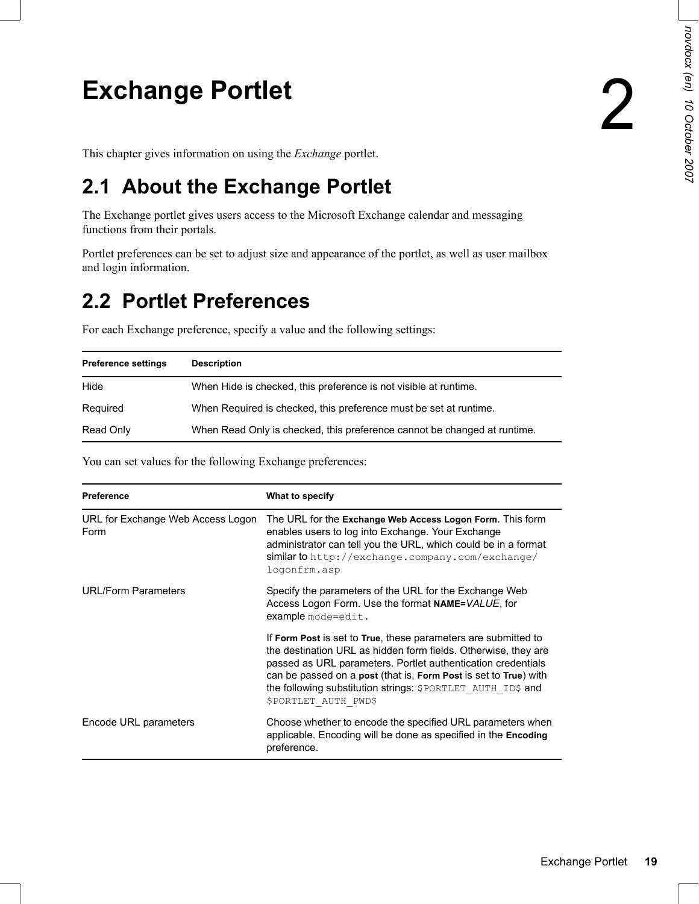# 2 Exchange Portlet

This chapter gives information on using the *Exchange* portlet.

## 2.1 About the Exchange Portlet

The Exchange portlet gives users access to the Microsoft Exchange calendar and messaging functions from their portals.

Portlet preferences can be set to adjust size and appearance of the portlet, as well as user mailbox and login information.

## 2.2 Portlet Preferences

For each Exchange preference, specify a value and the following settings:

| Preference settings | Description |
| --- | --- |
| Hide | When Hide is checked, this preference is not visible at runtime. |
| Required | When Required is checked, this preference must be set at runtime. |
| Read Only | When Read Only is checked, this preference cannot be changed at runtime. |

You can set values for the following Exchange preferences:

| Preference | What to specify |
| --- | --- |
| URL for Exchange Web Access Logon Form | The URL for the **Exchange Web Access Logon Form**. This form enables users to log into Exchange. Your Exchange administrator can tell you the URL, which could be in a format similar to `http://exchange.company.com/exchange/logonfrm.asp` |
| URL/Form Parameters | Specify the parameters of the URL for the Exchange Web Access Logon Form. Use the format **NAME=***VALUE*, for example `mode=edit`.<br><br>If **Form Post** is set to **True**, these parameters are submitted to the destination URL as hidden form fields. Otherwise, they are passed as URL parameters. Portlet authentication credentials can be passed on a **post** (that is, **Form Post** is set to **True**) with the following substitution strings: `$PORTLET_AUTH_ID$` and `$PORTLET_AUTH_PWD$` |
| Encode URL parameters | Choose whether to encode the specified URL parameters when applicable. Encoding will be done as specified in the **Encoding** preference. |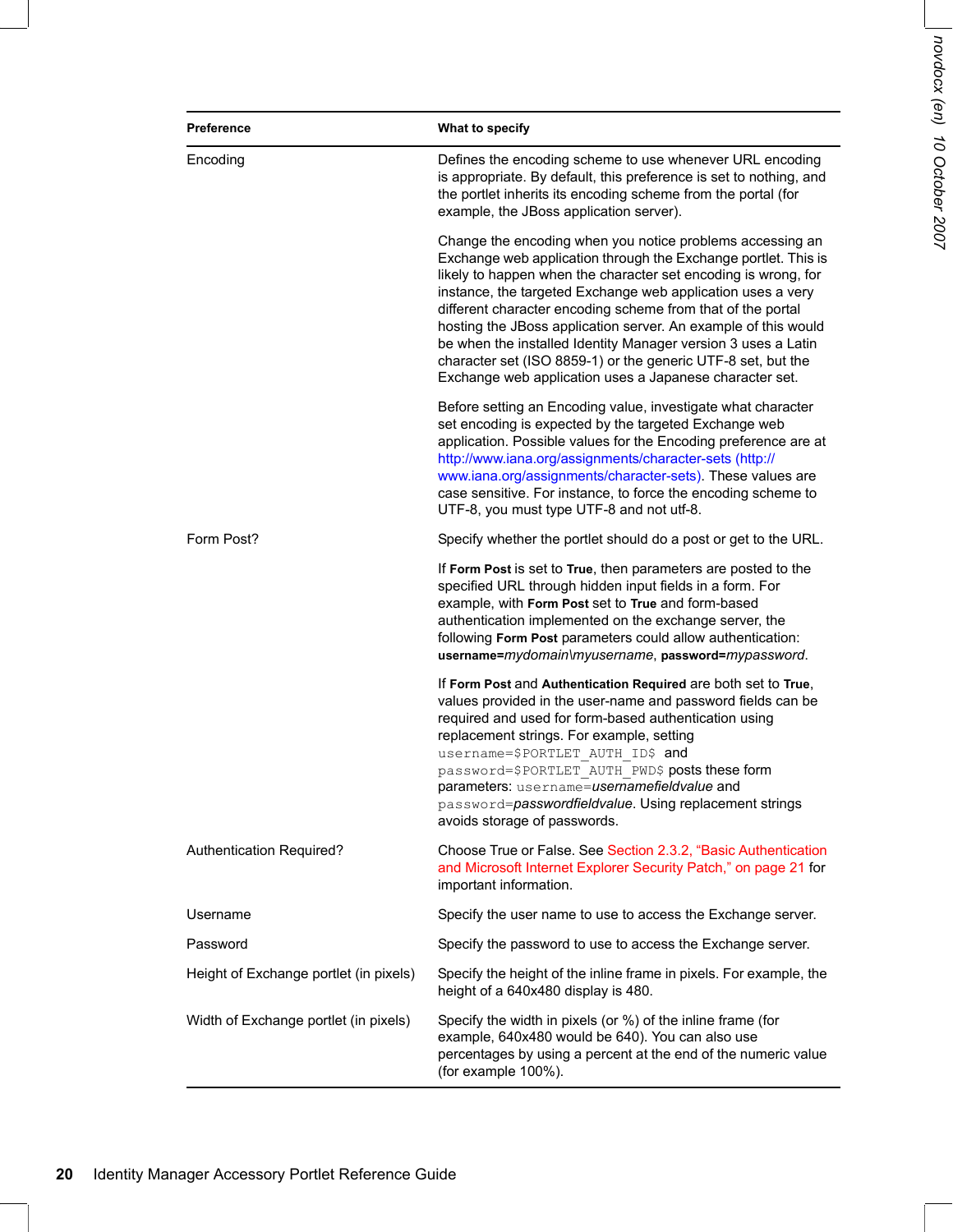| Preference | What to specify |
|---|---|
| Encoding | Defines the encoding scheme to use whenever URL encoding is appropriate. By default, this preference is set to nothing, and the portlet inherits its encoding scheme from the portal (for example, the JBoss application server).<br><br>Change the encoding when you notice problems accessing an Exchange web application through the Exchange portlet. This is likely to happen when the character set encoding is wrong, for instance, the targeted Exchange web application uses a very different character encoding scheme from that of the portal hosting the JBoss application server. An example of this would be when the installed Identity Manager version 3 uses a Latin character set (ISO 8859-1) or the generic UTF-8 set, but the Exchange web application uses a Japanese character set.<br><br>Before setting an Encoding value, investigate what character set encoding is expected by the targeted Exchange web application. Possible values for the Encoding preference are at http://www.iana.org/assignments/character-sets (http://www.iana.org/assignments/character-sets). These values are case sensitive. For instance, to force the encoding scheme to UTF-8, you must type UTF-8 and not utf-8. |
| Form Post? | Specify whether the portlet should do a post or get to the URL.<br><br>If **Form Post** is set to **True**, then parameters are posted to the specified URL through hidden input fields in a form. For example, with **Form Post** set to **True** and form-based authentication implemented on the exchange server, the following **Form Post** parameters could allow authentication: **username=***mydomain\myusername*, **password=***mypassword*.<br><br>If **Form Post** and **Authentication Required** are both set to **True**, values provided in the user-name and password fields can be required and used for form-based authentication using replacement strings. For example, setting `username=$PORTLET_AUTH_ID$` and `password=$PORTLET_AUTH_PWD$` posts these form parameters: `username=`*usernamefieldvalue* and `password=`*passwordfieldvalue*. Using replacement strings avoids storage of passwords. |
| Authentication Required? | Choose True or False. See Section 2.3.2, "Basic Authentication and Microsoft Internet Explorer Security Patch," on page 21 for important information. |
| Username | Specify the user name to use to access the Exchange server. |
| Password | Specify the password to use to access the Exchange server. |
| Height of Exchange portlet (in pixels) | Specify the height of the inline frame in pixels. For example, the height of a 640x480 display is 480. |
| Width of Exchange portlet (in pixels) | Specify the width in pixels (or %) of the inline frame (for example, 640x480 would be 640). You can also use percentages by using a percent at the end of the numeric value (for example 100%). |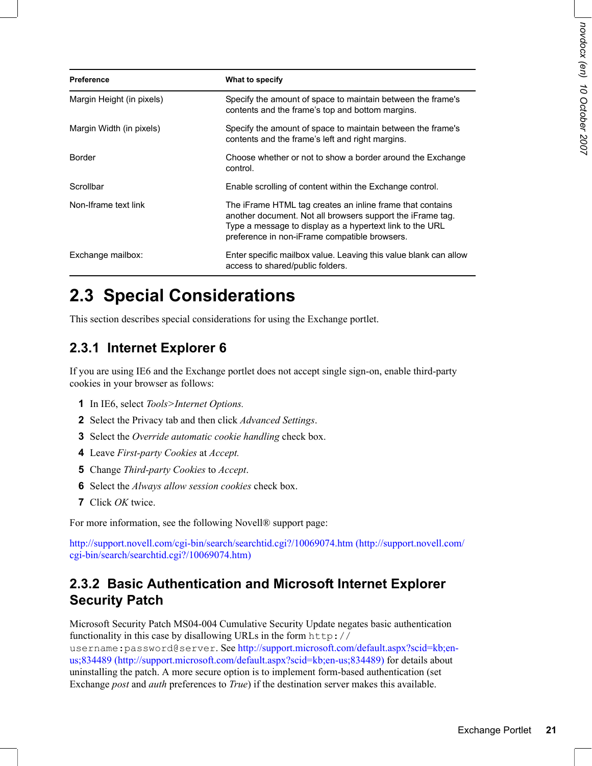| Preference | What to specify |
|---|---|
| Margin Height (in pixels) | Specify the amount of space to maintain between the frame's contents and the frame’s top and bottom margins. |
| Margin Width (in pixels) | Specify the amount of space to maintain between the frame's contents and the frame’s left and right margins. |
| Border | Choose whether or not to show a border around the Exchange control. |
| Scrollbar | Enable scrolling of content within the Exchange control. |
| Non-Iframe text link | The iFrame HTML tag creates an inline frame that contains another document. Not all browsers support the iFrame tag. Type a message to display as a hypertext link to the URL preference in non-iFrame compatible browsers. |
| Exchange mailbox: | Enter specific mailbox value. Leaving this value blank can allow access to shared/public folders. |

## 2.3 Special Considerations

This section describes special considerations for using the Exchange portlet.

### 2.3.1 Internet Explorer 6

If you are using IE6 and the Exchange portlet does not accept single sign-on, enable third-party cookies in your browser as follows:

1. In IE6, select *Tools>Internet Options.*
2. Select the Privacy tab and then click *Advanced Settings*.
3. Select the *Override automatic cookie handling* check box.
4. Leave *First-party Cookies* at *Accept.*
5. Change *Third-party Cookies* to *Accept*.
6. Select the *Always allow session cookies* check box.
7. Click *OK* twice.

For more information, see the following Novell® support page:

http://support.novell.com/cgi-bin/search/searchtid.cgi?/10069074.htm (http://support.novell.com/cgi-bin/search/searchtid.cgi?/10069074.htm)

### 2.3.2 Basic Authentication and Microsoft Internet Explorer Security Patch

Microsoft Security Patch MS04-004 Cumulative Security Update negates basic authentication functionality in this case by disallowing URLs in the form `http://username:password@server`. See http://support.microsoft.com/default.aspx?scid=kb;en-us;834489 (http://support.microsoft.com/default.aspx?scid=kb;en-us;834489) for details about uninstalling the patch. A more secure option is to implement form-based authentication (set Exchange *post* and *auth* preferences to *True*) if the destination server makes this available.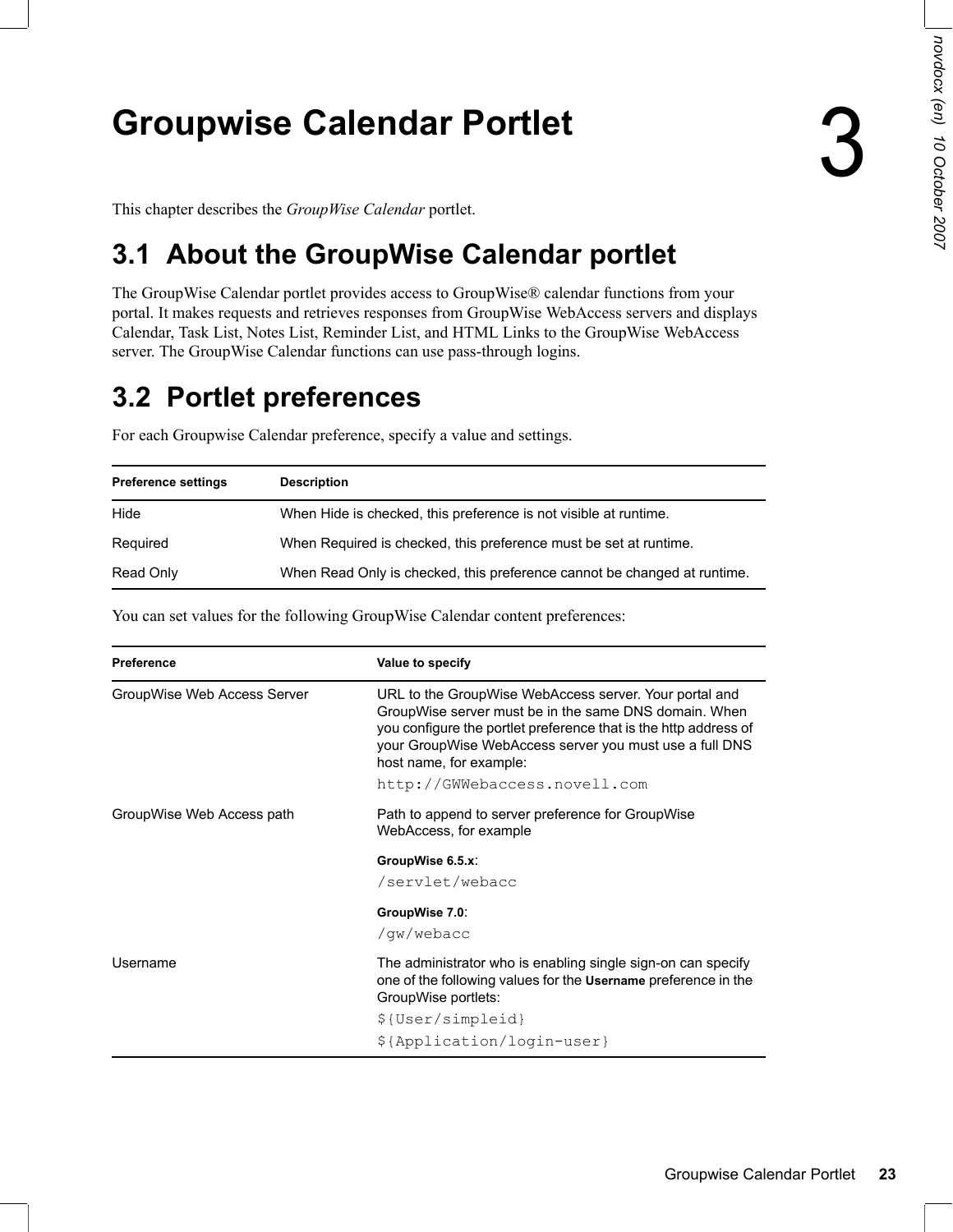# 3 Groupwise Calendar Portlet

This chapter describes the *GroupWise Calendar* portlet.

## 3.1 About the GroupWise Calendar portlet

The GroupWise Calendar portlet provides access to GroupWise® calendar functions from your portal. It makes requests and retrieves responses from GroupWise WebAccess servers and displays Calendar, Task List, Notes List, Reminder List, and HTML Links to the GroupWise WebAccess server. The GroupWise Calendar functions can use pass-through logins.

## 3.2 Portlet preferences

For each Groupwise Calendar preference, specify a value and settings.

| Preference settings | Description |
| --- | --- |
| Hide | When Hide is checked, this preference is not visible at runtime. |
| Required | When Required is checked, this preference must be set at runtime. |
| Read Only | When Read Only is checked, this preference cannot be changed at runtime. |

You can set values for the following GroupWise Calendar content preferences:

| Preference | Value to specify |
| --- | --- |
| GroupWise Web Access Server | URL to the GroupWise WebAccess server. Your portal and GroupWise server must be in the same DNS domain. When you configure the portlet preference that is the http address of your GroupWise WebAccess server you must use a full DNS host name, for example: `http://GWWebaccess.novell.com` |
| GroupWise Web Access path | Path to append to server preference for GroupWise WebAccess, for example **GroupWise 6.5.x**: `/servlet/webacc` **GroupWise 7.0**: `/gw/webacc` |
| Username | The administrator who is enabling single sign-on can specify one of the following values for the **Username** preference in the GroupWise portlets: `${User/simpleid}` `${Application/login-user}` |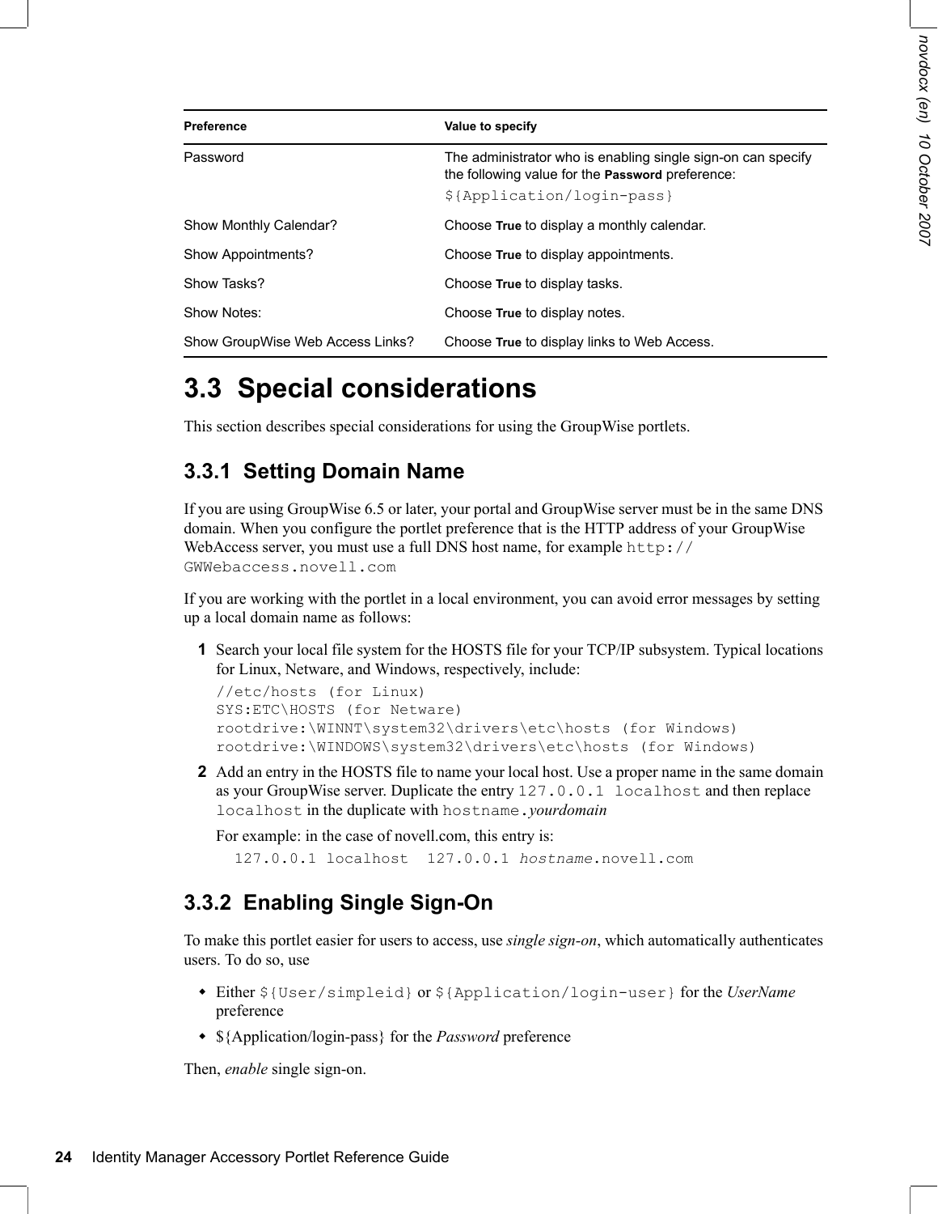| Preference | Value to specify |
|---|---|
| Password | The administrator who is enabling single sign-on can specify the following value for the **Password** preference: `${Application/login-pass}` |
| Show Monthly Calendar? | Choose **True** to display a monthly calendar. |
| Show Appointments? | Choose **True** to display appointments. |
| Show Tasks? | Choose **True** to display tasks. |
| Show Notes: | Choose **True** to display notes. |
| Show GroupWise Web Access Links? | Choose **True** to display links to Web Access. |

## 3.3 Special considerations

This section describes special considerations for using the GroupWise portlets.

### 3.3.1 Setting Domain Name

If you are using GroupWise 6.5 or later, your portal and GroupWise server must be in the same DNS domain. When you configure the portlet preference that is the HTTP address of your GroupWise WebAccess server, you must use a full DNS host name, for example `http://GWWebaccess.novell.com`

If you are working with the portlet in a local environment, you can avoid error messages by setting up a local domain name as follows:

**1** Search your local file system for the HOSTS file for your TCP/IP subsystem. Typical locations for Linux, Netware, and Windows, respectively, include:

```
//etc/hosts (for Linux)
SYS:ETC\HOSTS (for Netware)
rootdrive:\WINNT\system32\drivers\etc\hosts (for Windows)
rootdrive:\WINDOWS\system32\drivers\etc\hosts (for Windows)
```

**2** Add an entry in the HOSTS file to name your local host. Use a proper name in the same domain as your GroupWise server. Duplicate the entry `127.0.0.1 localhost` and then replace `localhost` in the duplicate with `hostname.`*yourdomain*

For example: in the case of novell.com, this entry is:

```
127.0.0.1 localhost  127.0.0.1 hostname.novell.com
```

### 3.3.2 Enabling Single Sign-On

To make this portlet easier for users to access, use *single sign-on*, which automatically authenticates users. To do so, use

- Either `${User/simpleid}` or `${Application/login-user}` for the *UserName* preference
- ${Application/login-pass} for the *Password* preference

Then, *enable* single sign-on.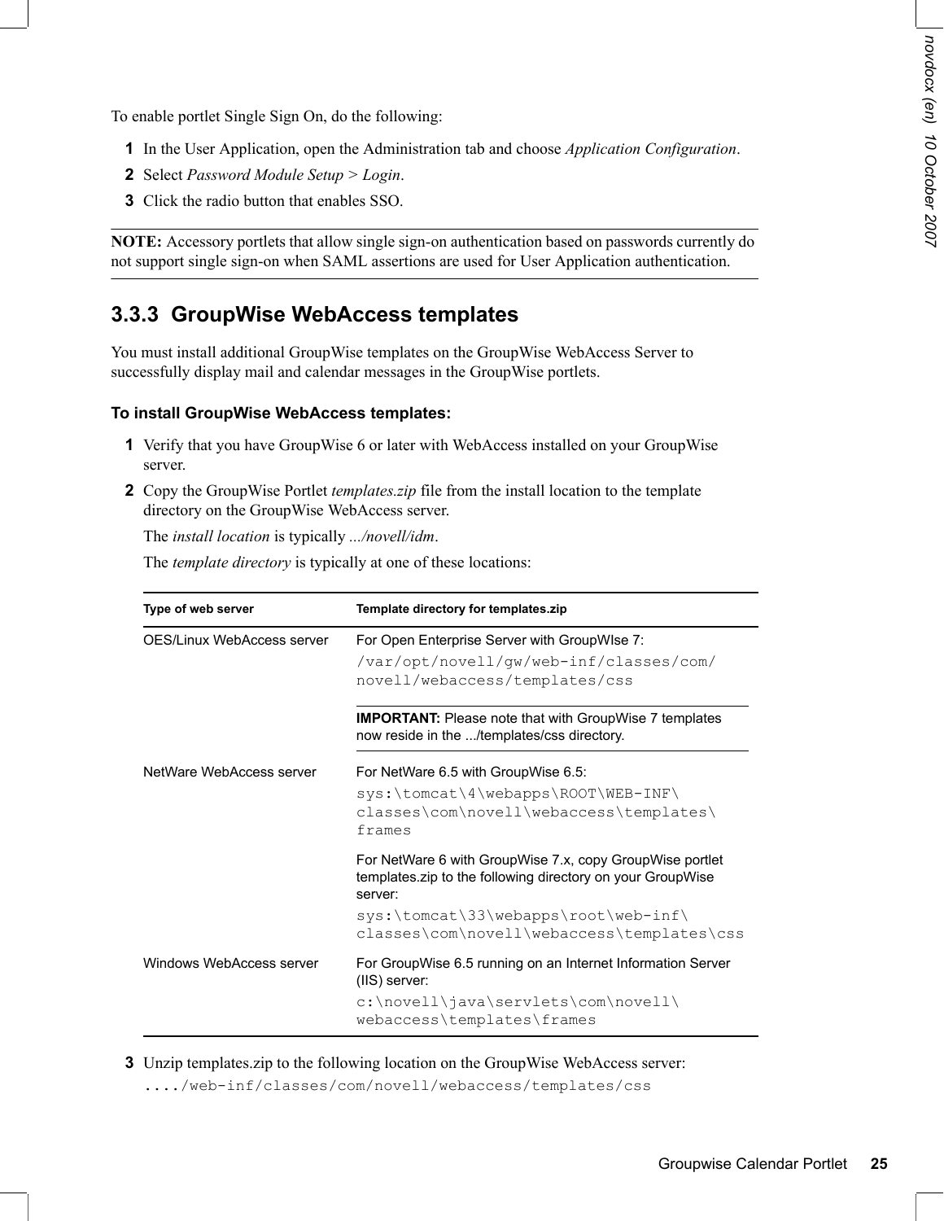To enable portlet Single Sign On, do the following:

1. In the User Application, open the Administration tab and choose *Application Configuration*.
2. Select *Password Module Setup* > *Login*.
3. Click the radio button that enables SSO.

---

**NOTE:** Accessory portlets that allow single sign-on authentication based on passwords currently do not support single sign-on when SAML assertions are used for User Application authentication.

---

### 3.3.3 GroupWise WebAccess templates

You must install additional GroupWise templates on the GroupWise WebAccess Server to successfully display mail and calendar messages in the GroupWise portlets.

#### To install GroupWise WebAccess templates:

1. Verify that you have GroupWise 6 or later with WebAccess installed on your GroupWise server.
2. Copy the GroupWise Portlet *templates.zip* file from the install location to the template directory on the GroupWise WebAccess server.

   The *install location* is typically *.../novell/idm*.

   The *template directory* is typically at one of these locations:

| Type of web server | Template directory for templates.zip |
| --- | --- |
| OES/Linux WebAccess server | For Open Enterprise Server with GroupWIse 7: `/var/opt/novell/gw/web-inf/classes/com/novell/webaccess/templates/css` **IMPORTANT:** Please note that with GroupWise 7 templates now reside in the .../templates/css directory. |
| NetWare WebAccess server | For NetWare 6.5 with GroupWise 6.5: `sys:\tomcat\4\webapps\ROOT\WEB-INF\classes\com\novell\webaccess\templates\frames` For NetWare 6 with GroupWise 7.x, copy GroupWise portlet templates.zip to the following directory on your GroupWise server: `sys:\tomcat\33\webapps\root\web-inf\classes\com\novell\webaccess\templates\css` |
| Windows WebAccess server | For GroupWise 6.5 running on an Internet Information Server (IIS) server: `c:\novell\java\servlets\com\novell\webaccess\templates\frames` |

3. Unzip templates.zip to the following location on the GroupWise WebAccess server:

   `..../web-inf/classes/com/novell/webaccess/templates/css`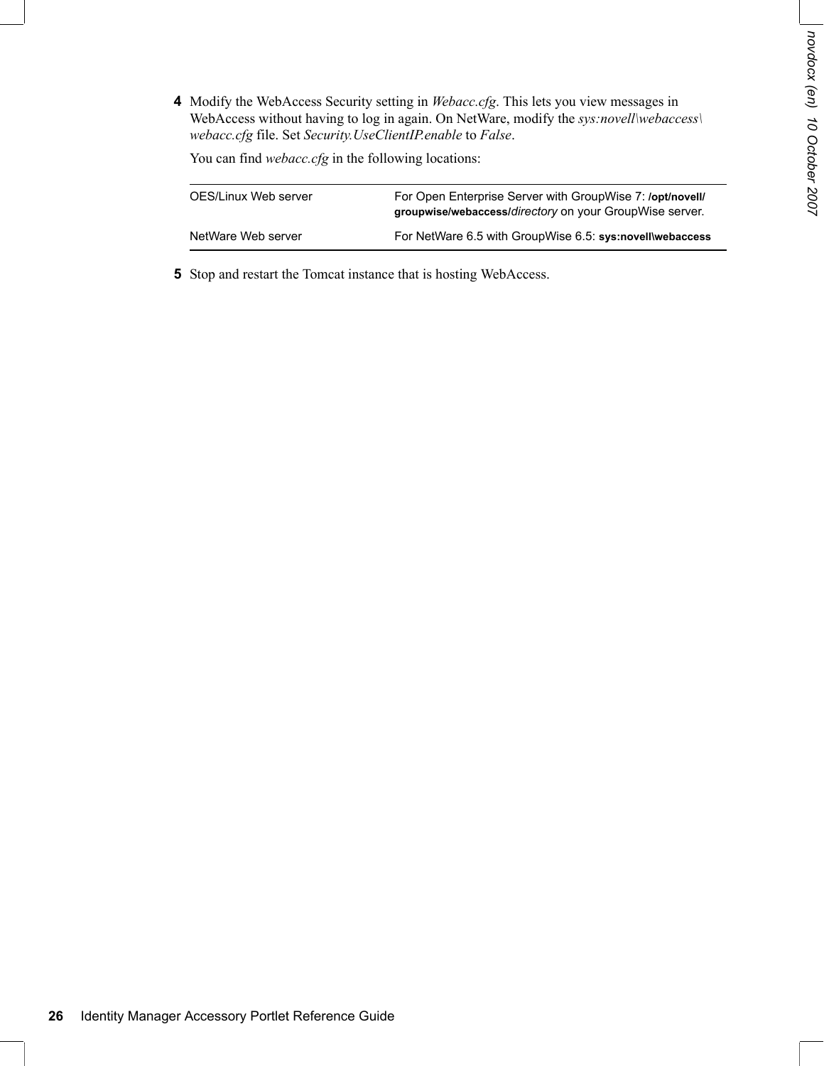4 Modify the WebAccess Security setting in *Webacc.cfg*. This lets you view messages in WebAccess without having to log in again. On NetWare, modify the *sys:novell\webaccess\webacc.cfg* file. Set *Security.UseClientIP.enable* to *False*.

   You can find *webacc.cfg* in the following locations:

| | |
|---|---|
| OES/Linux Web server | For Open Enterprise Server with GroupWise 7: **/opt/novell/groupwise/webaccess/***directory* on your GroupWise server. |
| NetWare Web server | For NetWare 6.5 with GroupWise 6.5: **sys:novell\webaccess** |

5 Stop and restart the Tomcat instance that is hosting WebAccess.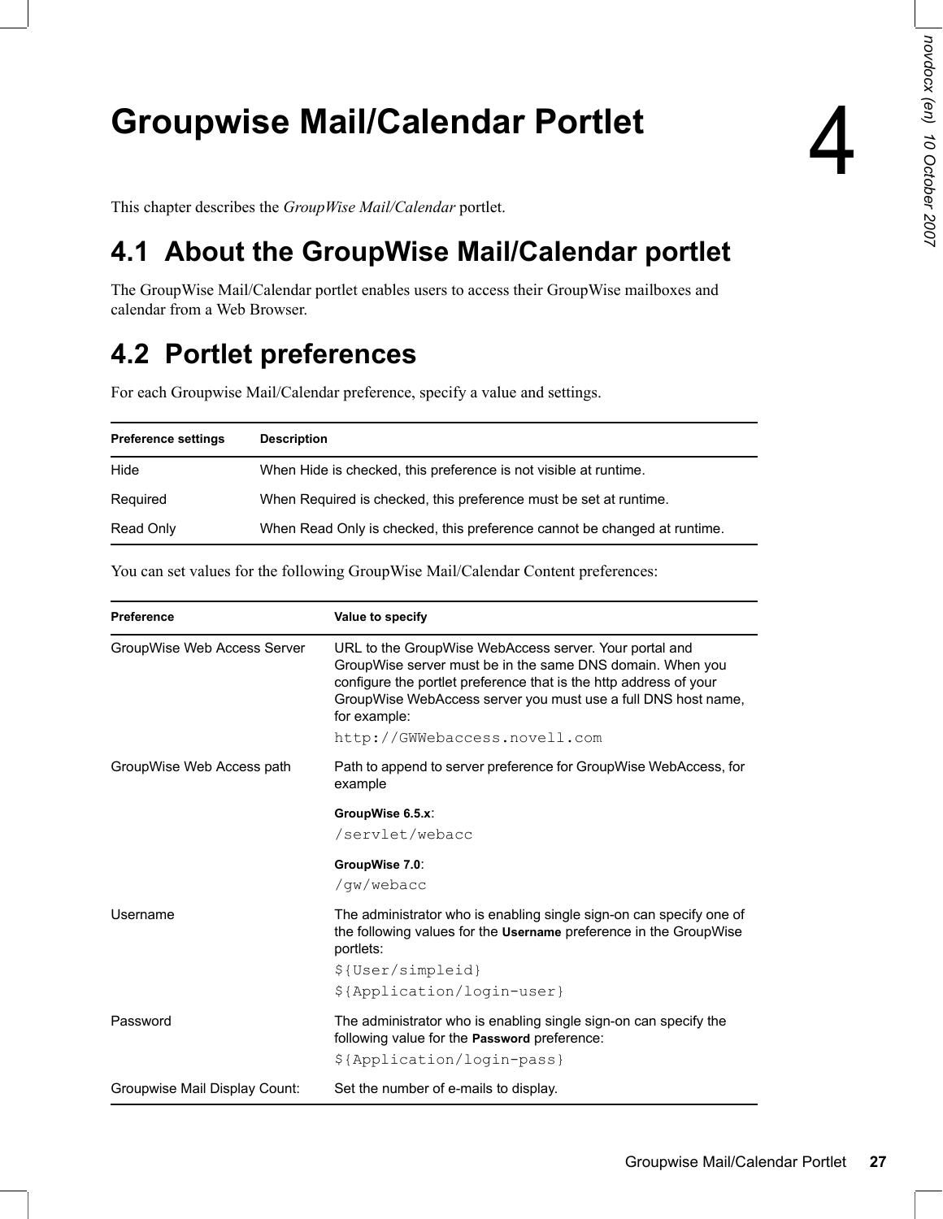# 4 Groupwise Mail/Calendar Portlet

This chapter describes the *GroupWise Mail/Calendar* portlet.

## 4.1 About the GroupWise Mail/Calendar portlet

The GroupWise Mail/Calendar portlet enables users to access their GroupWise mailboxes and calendar from a Web Browser.

## 4.2 Portlet preferences

For each Groupwise Mail/Calendar preference, specify a value and settings.

| Preference settings | Description |
|---|---|
| Hide | When Hide is checked, this preference is not visible at runtime. |
| Required | When Required is checked, this preference must be set at runtime. |
| Read Only | When Read Only is checked, this preference cannot be changed at runtime. |

You can set values for the following GroupWise Mail/Calendar Content preferences:

| Preference | Value to specify |
|---|---|
| GroupWise Web Access Server | URL to the GroupWise WebAccess server. Your portal and GroupWise server must be in the same DNS domain. When you configure the portlet preference that is the http address of your GroupWise WebAccess server you must use a full DNS host name, for example: `http://GWWebaccess.novell.com` |
| GroupWise Web Access path | Path to append to server preference for GroupWise WebAccess, for example **GroupWise 6.5.x**: `/servlet/webacc` **GroupWise 7.0**: `/gw/webacc` |
| Username | The administrator who is enabling single sign-on can specify one of the following values for the **Username** preference in the GroupWise portlets: `${User/simpleid}` `${Application/login-user}` |
| Password | The administrator who is enabling single sign-on can specify the following value for the **Password** preference: `${Application/login-pass}` |
| Groupwise Mail Display Count: | Set the number of e-mails to display. |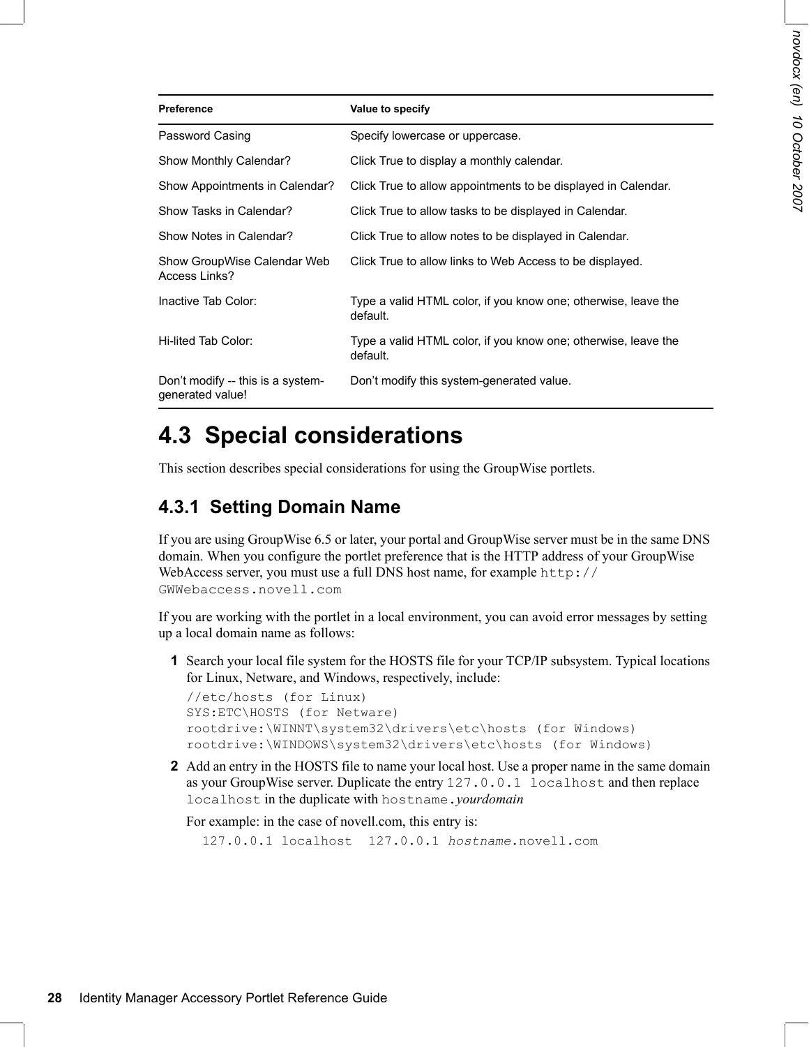| Preference | Value to specify |
| --- | --- |
| Password Casing | Specify lowercase or uppercase. |
| Show Monthly Calendar? | Click True to display a monthly calendar. |
| Show Appointments in Calendar? | Click True to allow appointments to be displayed in Calendar. |
| Show Tasks in Calendar? | Click True to allow tasks to be displayed in Calendar. |
| Show Notes in Calendar? | Click True to allow notes to be displayed in Calendar. |
| Show GroupWise Calendar Web Access Links? | Click True to allow links to Web Access to be displayed. |
| Inactive Tab Color: | Type a valid HTML color, if you know one; otherwise, leave the default. |
| Hi-lited Tab Color: | Type a valid HTML color, if you know one; otherwise, leave the default. |
| Don't modify -- this is a system-generated value! | Don't modify this system-generated value. |

## 4.3 Special considerations

This section describes special considerations for using the GroupWise portlets.

### 4.3.1 Setting Domain Name

If you are using GroupWise 6.5 or later, your portal and GroupWise server must be in the same DNS domain. When you configure the portlet preference that is the HTTP address of your GroupWise WebAccess server, you must use a full DNS host name, for example `http://GWWebaccess.novell.com`

If you are working with the portlet in a local environment, you can avoid error messages by setting up a local domain name as follows:

**1** Search your local file system for the HOSTS file for your TCP/IP subsystem. Typical locations for Linux, Netware, and Windows, respectively, include:

```
//etc/hosts (for Linux)
SYS:ETC\HOSTS (for Netware)
rootdrive:\WINNT\system32\drivers\etc\hosts (for Windows)
rootdrive:\WINDOWS\system32\drivers\etc\hosts (for Windows)
```

**2** Add an entry in the HOSTS file to name your local host. Use a proper name in the same domain as your GroupWise server. Duplicate the entry `127.0.0.1 localhost` and then replace `localhost` in the duplicate with `hostname.`*yourdomain*

For example: in the case of novell.com, this entry is:

```
127.0.0.1 localhost  127.0.0.1 hostname.novell.com
```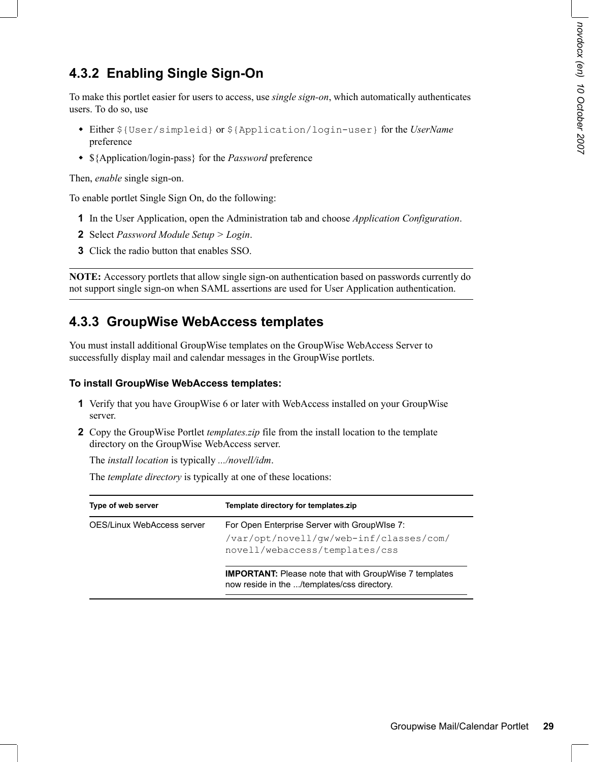### 4.3.2 Enabling Single Sign-On

To make this portlet easier for users to access, use *single sign-on*, which automatically authenticates users. To do so, use

- Either `${User/simpleid}` or `${Application/login-user}` for the *UserName* preference
- ${Application/login-pass} for the *Password* preference

Then, *enable* single sign-on.

To enable portlet Single Sign On, do the following:

1. In the User Application, open the Administration tab and choose *Application Configuration*.
2. Select *Password Module Setup* > *Login*.
3. Click the radio button that enables SSO.

---

**NOTE:** Accessory portlets that allow single sign-on authentication based on passwords currently do not support single sign-on when SAML assertions are used for User Application authentication.

---

### 4.3.3 GroupWise WebAccess templates

You must install additional GroupWise templates on the GroupWise WebAccess Server to successfully display mail and calendar messages in the GroupWise portlets.

#### To install GroupWise WebAccess templates:

1. Verify that you have GroupWise 6 or later with WebAccess installed on your GroupWise server.
2. Copy the GroupWise Portlet *templates.zip* file from the install location to the template directory on the GroupWise WebAccess server.

   The *install location* is typically *.../novell/idm*.

   The *template directory* is typically at one of these locations:

| Type of web server | Template directory for templates.zip |
| --- | --- |
| OES/Linux WebAccess server | For Open Enterprise Server with GroupWIse 7: `/var/opt/novell/gw/web-inf/classes/com/novell/webaccess/templates/css` **IMPORTANT:** Please note that with GroupWise 7 templates now reside in the .../templates/css directory. |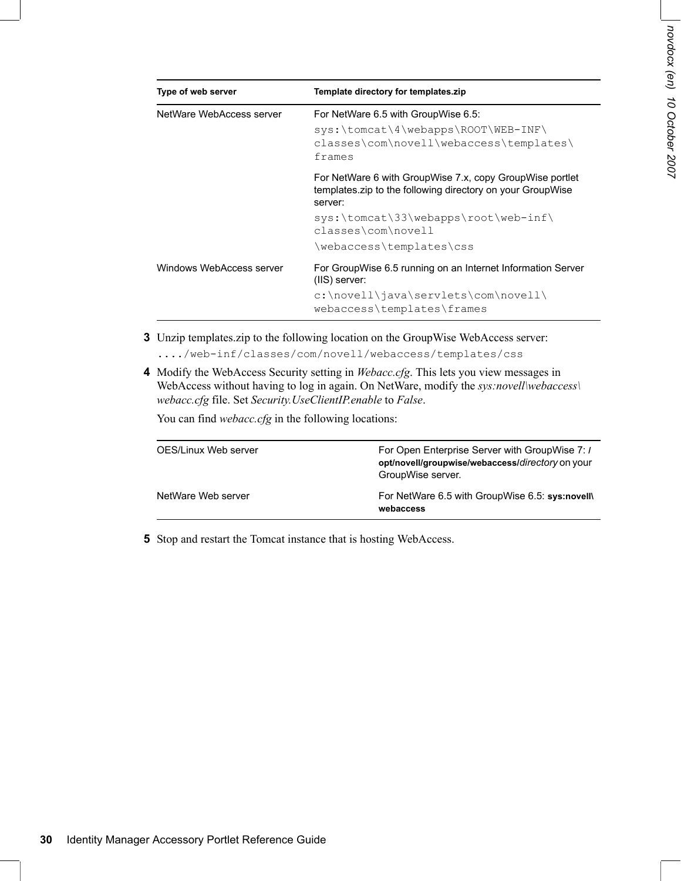| Type of web server | Template directory for templates.zip |
| --- | --- |
| NetWare WebAccess server | For NetWare 6.5 with GroupWise 6.5:<br>`sys:\tomcat\4\webapps\ROOT\WEB-INF\classes\com\novell\webaccess\templates\frames`<br><br>For NetWare 6 with GroupWise 7.x, copy GroupWise portlet templates.zip to the following directory on your GroupWise server:<br>`sys:\tomcat\33\webapps\root\web-inf\classes\com\novell\webaccess\templates\css` |
| Windows WebAccess server | For GroupWise 6.5 running on an Internet Information Server (IIS) server:<br>`c:\novell\java\servlets\com\novell\webaccess\templates\frames` |

**3** Unzip templates.zip to the following location on the GroupWise WebAccess server:

`..../web-inf/classes/com/novell/webaccess/templates/css`

**4** Modify the WebAccess Security setting in *Webacc.cfg*. This lets you view messages in WebAccess without having to log in again. On NetWare, modify the *sys:novell\webaccess\webacc.cfg* file. Set *Security.UseClientIP.enable* to *False*.

You can find *webacc.cfg* in the following locations:

| | |
| --- | --- |
| OES/Linux Web server | For Open Enterprise Server with GroupWise 7: **/opt/novell/groupwise/webaccess/***directory* on your GroupWise server. |
| NetWare Web server | For NetWare 6.5 with GroupWise 6.5: **sys:novell\webaccess** |

**5** Stop and restart the Tomcat instance that is hosting WebAccess.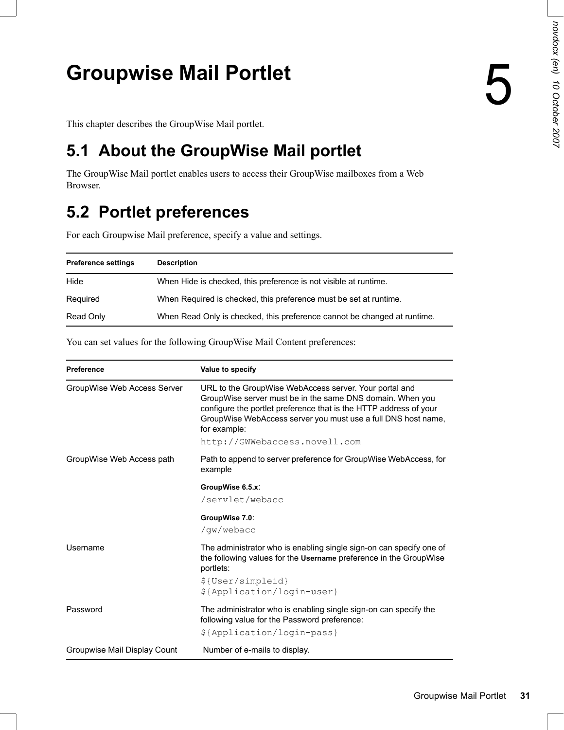# 5 Groupwise Mail Portlet

This chapter describes the GroupWise Mail portlet.

## 5.1 About the GroupWise Mail portlet

The GroupWise Mail portlet enables users to access their GroupWise mailboxes from a Web Browser.

## 5.2 Portlet preferences

For each Groupwise Mail preference, specify a value and settings.

| Preference settings | Description |
|---|---|
| Hide | When Hide is checked, this preference is not visible at runtime. |
| Required | When Required is checked, this preference must be set at runtime. |
| Read Only | When Read Only is checked, this preference cannot be changed at runtime. |

You can set values for the following GroupWise Mail Content preferences:

| Preference | Value to specify |
|---|---|
| GroupWise Web Access Server | URL to the GroupWise WebAccess server. Your portal and GroupWise server must be in the same DNS domain. When you configure the portlet preference that is the HTTP address of your GroupWise WebAccess server you must use a full DNS host name, for example: `http://GWWebaccess.novell.com` |
| GroupWise Web Access path | Path to append to server preference for GroupWise WebAccess, for example **GroupWise 6.5.x**: `/servlet/webacc` **GroupWise 7.0**: `/gw/webacc` |
| Username | The administrator who is enabling single sign-on can specify one of the following values for the **Username** preference in the GroupWise portlets: `${User/simpleid}` `${Application/login-user}` |
| Password | The administrator who is enabling single sign-on can specify the following value for the Password preference: `${Application/login-pass}` |
| Groupwise Mail Display Count | Number of e-mails to display. |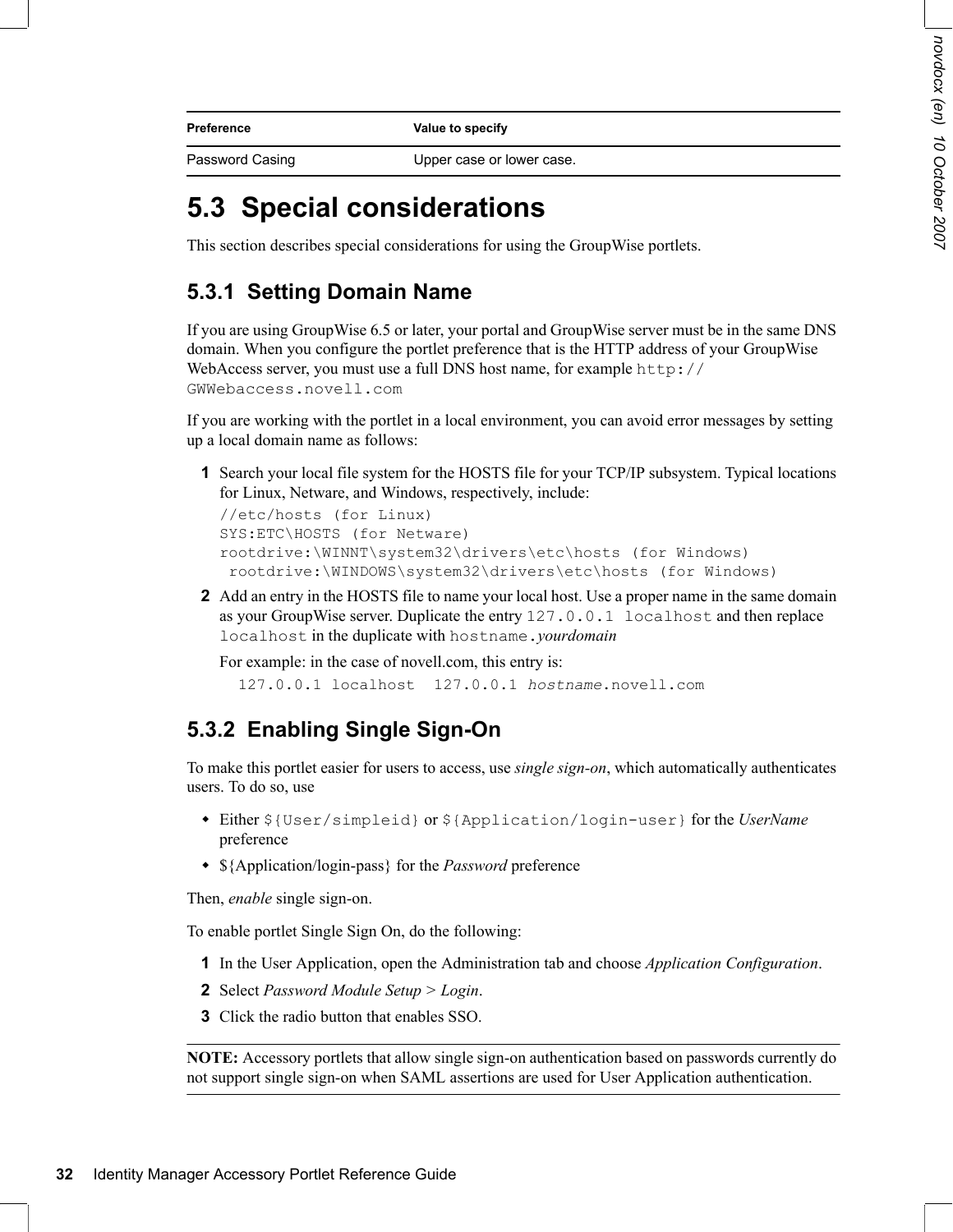| Preference | Value to specify |
| --- | --- |
| Password Casing | Upper case or lower case. |

## 5.3 Special considerations

This section describes special considerations for using the GroupWise portlets.

### 5.3.1 Setting Domain Name

If you are using GroupWise 6.5 or later, your portal and GroupWise server must be in the same DNS domain. When you configure the portlet preference that is the HTTP address of your GroupWise WebAccess server, you must use a full DNS host name, for example `http://GWWebaccess.novell.com`

If you are working with the portlet in a local environment, you can avoid error messages by setting up a local domain name as follows:

1. Search your local file system for the HOSTS file for your TCP/IP subsystem. Typical locations for Linux, Netware, and Windows, respectively, include:

   ```
   //etc/hosts (for Linux)
   SYS:ETC\HOSTS (for Netware)
   rootdrive:\WINNT\system32\drivers\etc\hosts (for Windows)
    rootdrive:\WINDOWS\system32\drivers\etc\hosts (for Windows)
   ```

2. Add an entry in the HOSTS file to name your local host. Use a proper name in the same domain as your GroupWise server. Duplicate the entry `127.0.0.1 localhost` and then replace `localhost` in the duplicate with `hostname.`*yourdomain*

   For example: in the case of novell.com, this entry is:

   ```
   127.0.0.1 localhost  127.0.0.1 hostname.novell.com
   ```

### 5.3.2 Enabling Single Sign-On

To make this portlet easier for users to access, use *single sign-on*, which automatically authenticates users. To do so, use

- Either `${User/simpleid}` or `${Application/login-user}` for the *UserName* preference
- ${Application/login-pass} for the *Password* preference

Then, *enable* single sign-on.

To enable portlet Single Sign On, do the following:

1. In the User Application, open the Administration tab and choose *Application Configuration*.
2. Select *Password Module Setup* > *Login*.
3. Click the radio button that enables SSO.

**NOTE:** Accessory portlets that allow single sign-on authentication based on passwords currently do not support single sign-on when SAML assertions are used for User Application authentication.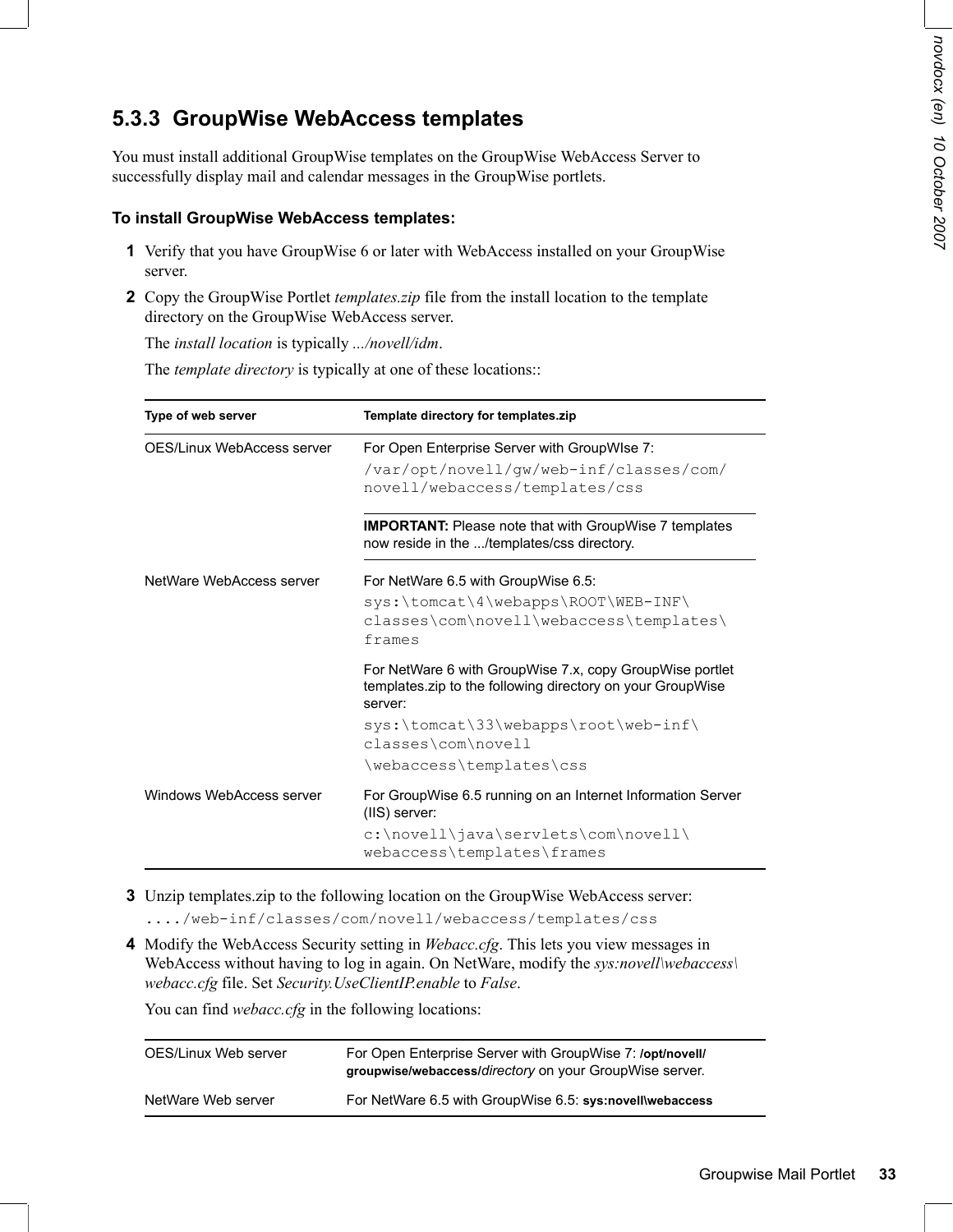### 5.3.3 GroupWise WebAccess templates

You must install additional GroupWise templates on the GroupWise WebAccess Server to successfully display mail and calendar messages in the GroupWise portlets.

**To install GroupWise WebAccess templates:**

1. Verify that you have GroupWise 6 or later with WebAccess installed on your GroupWise server.
2. Copy the GroupWise Portlet *templates.zip* file from the install location to the template directory on the GroupWise WebAccess server.

   The *install location* is typically *.../novell/idm*.

   The *template directory* is typically at one of these locations::

   | Type of web server | Template directory for templates.zip |
   | --- | --- |
   | OES/Linux WebAccess server | For Open Enterprise Server with GroupWIse 7: `/var/opt/novell/gw/web-inf/classes/com/novell/webaccess/templates/css` <br><br> **IMPORTANT:** Please note that with GroupWise 7 templates now reside in the .../templates/css directory. |
   | NetWare WebAccess server | For NetWare 6.5 with GroupWise 6.5: `sys:\tomcat\4\webapps\ROOT\WEB-INF\classes\com\novell\webaccess\templates\frames` <br><br> For NetWare 6 with GroupWise 7.x, copy GroupWise portlet templates.zip to the following directory on your GroupWise server: `sys:\tomcat\33\webapps\root\web-inf\classes\com\novell\webaccess\templates\css` |
   | Windows WebAccess server | For GroupWise 6.5 running on an Internet Information Server (IIS) server: `c:\novell\java\servlets\com\novell\webaccess\templates\frames` |

3. Unzip templates.zip to the following location on the GroupWise WebAccess server:
   `..../web-inf/classes/com/novell/webaccess/templates/css`
4. Modify the WebAccess Security setting in *Webacc.cfg*. This lets you view messages in WebAccess without having to log in again. On NetWare, modify the *sys:novell\webaccess\webacc.cfg* file. Set *Security.UseClientIP.enable* to *False*.

   You can find *webacc.cfg* in the following locations:

   | | |
   | --- | --- |
   | OES/Linux Web server | For Open Enterprise Server with GroupWise 7: **/opt/novell/groupwise/webaccess/***directory* on your GroupWise server. |
   | NetWare Web server | For NetWare 6.5 with GroupWise 6.5: **sys:novell\webaccess** |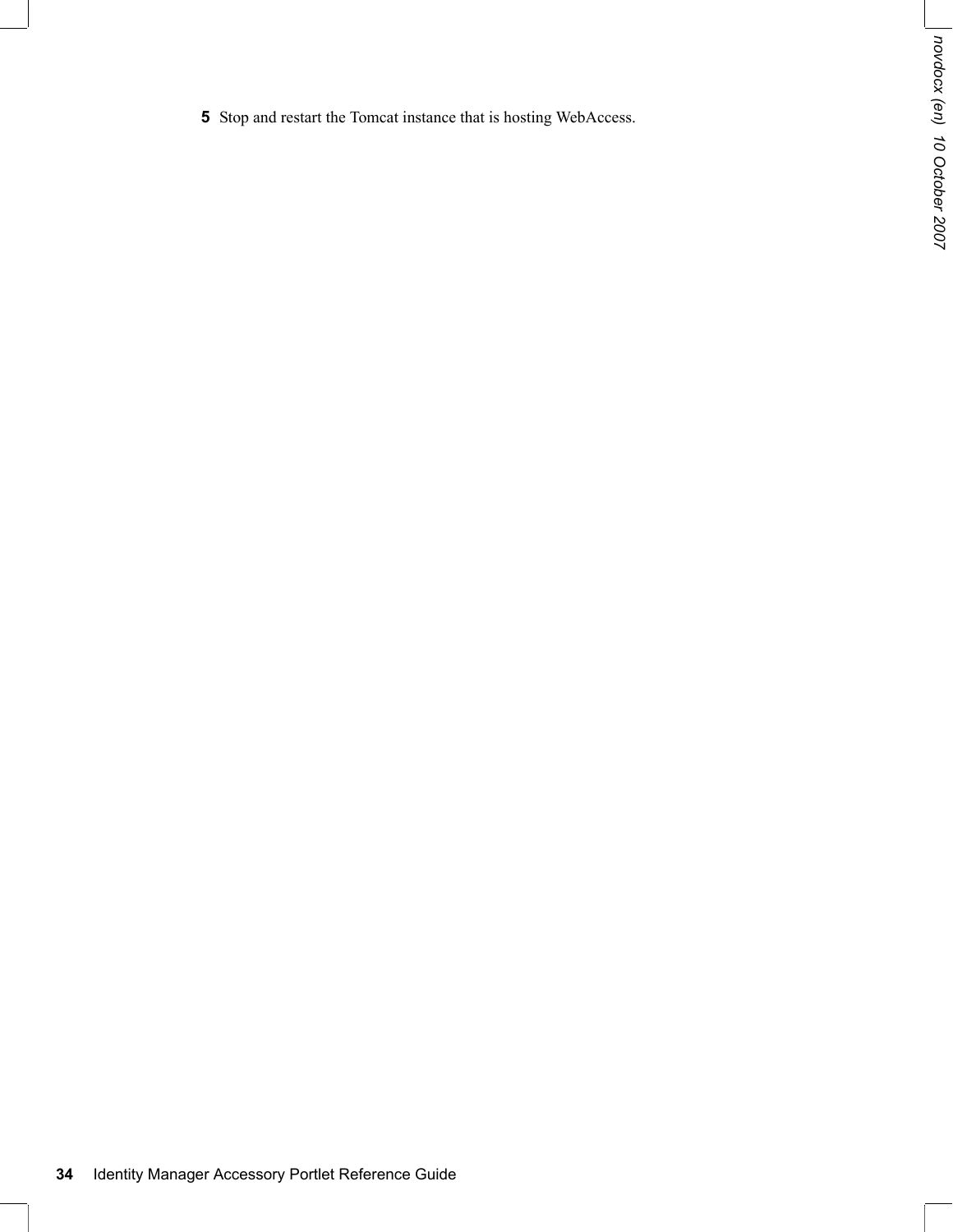5 Stop and restart the Tomcat instance that is hosting WebAccess.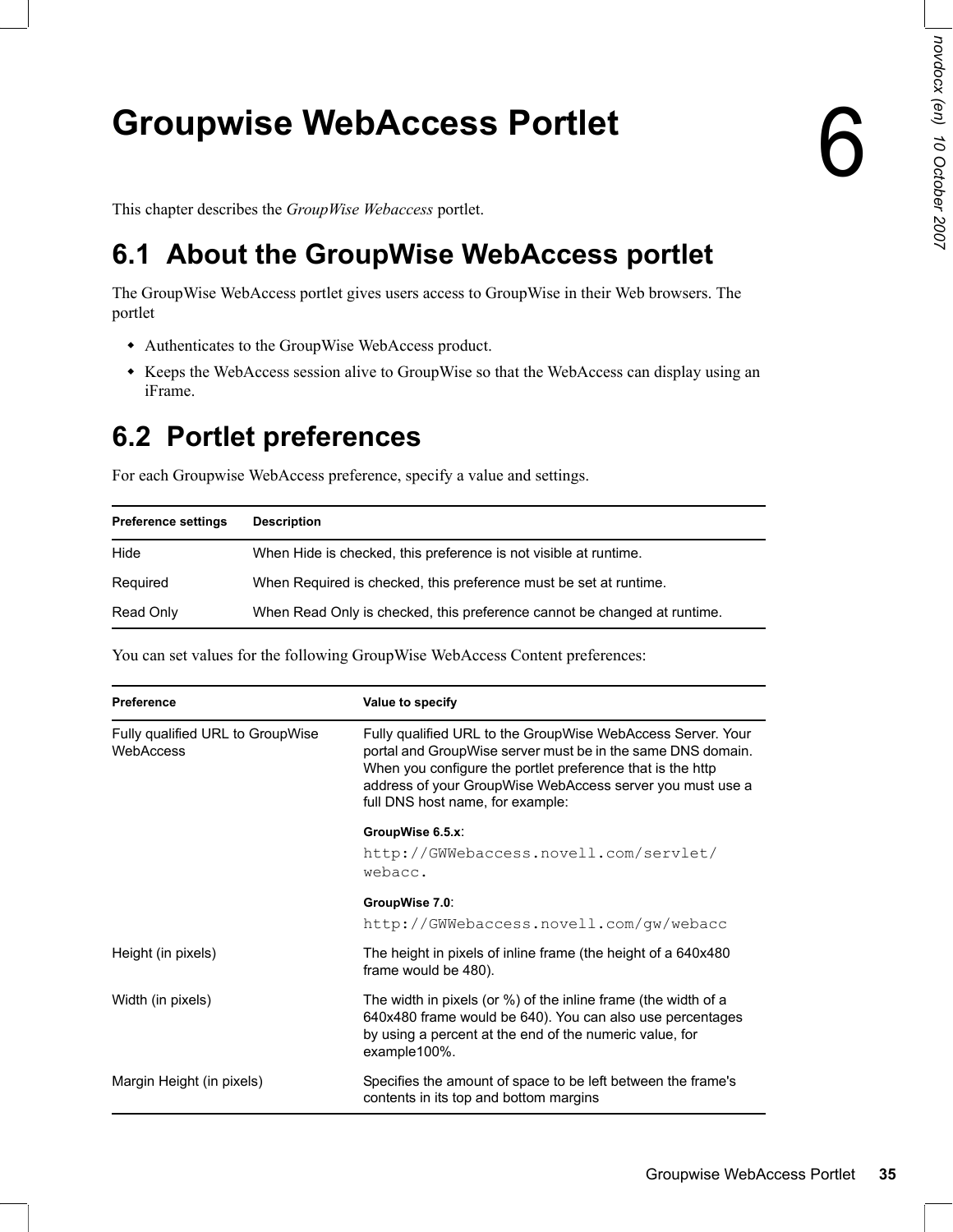# 6 Groupwise WebAccess Portlet

This chapter describes the *GroupWise Webaccess* portlet.

## 6.1 About the GroupWise WebAccess portlet

The GroupWise WebAccess portlet gives users access to GroupWise in their Web browsers. The portlet

- Authenticates to the GroupWise WebAccess product.
- Keeps the WebAccess session alive to GroupWise so that the WebAccess can display using an iFrame.

## 6.2 Portlet preferences

For each Groupwise WebAccess preference, specify a value and settings.

| Preference settings | Description |
|---|---|
| Hide | When Hide is checked, this preference is not visible at runtime. |
| Required | When Required is checked, this preference must be set at runtime. |
| Read Only | When Read Only is checked, this preference cannot be changed at runtime. |

You can set values for the following GroupWise WebAccess Content preferences:

| Preference | Value to specify |
|---|---|
| Fully qualified URL to GroupWise WebAccess | Fully qualified URL to the GroupWise WebAccess Server. Your portal and GroupWise server must be in the same DNS domain. When you configure the portlet preference that is the http address of your GroupWise WebAccess server you must use a full DNS host name, for example:<br><br>**GroupWise 6.5.x**:<br>`http://GWWebaccess.novell.com/servlet/webacc.`<br><br>**GroupWise 7.0**:<br>`http://GWWebaccess.novell.com/gw/webacc` |
| Height (in pixels) | The height in pixels of inline frame (the height of a 640x480 frame would be 480). |
| Width (in pixels) | The width in pixels (or %) of the inline frame (the width of a 640x480 frame would be 640). You can also use percentages by using a percent at the end of the numeric value, for example100%. |
| Margin Height (in pixels) | Specifies the amount of space to be left between the frame's contents in its top and bottom margins |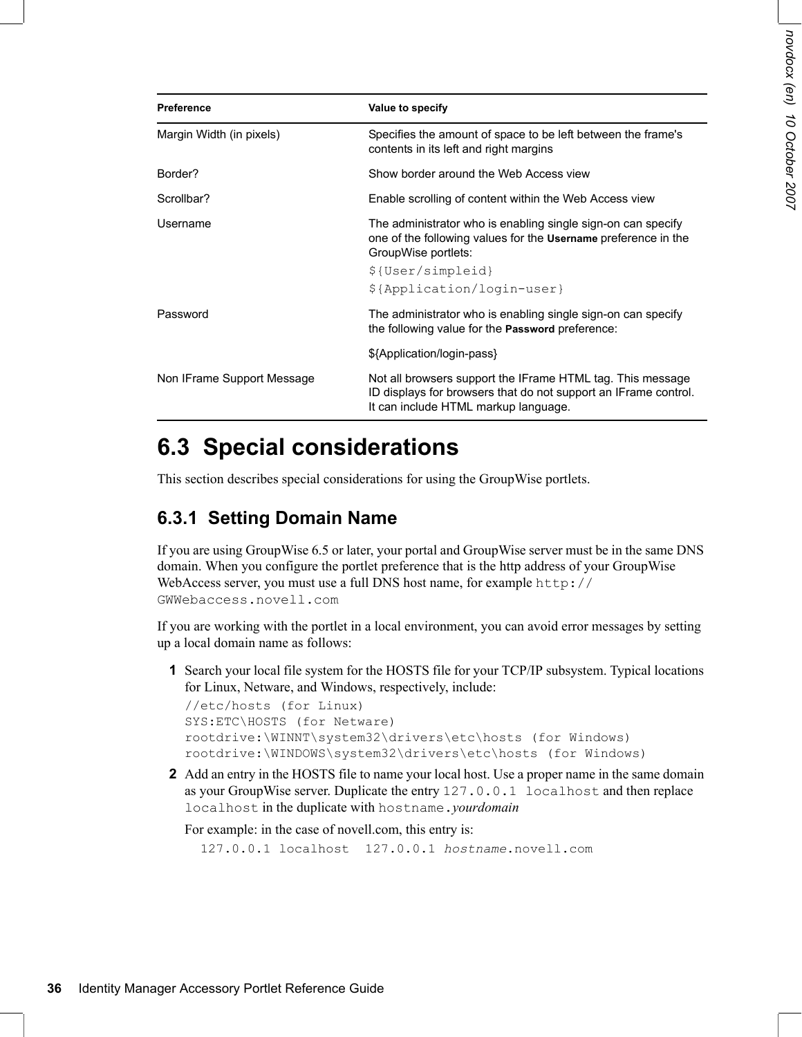| Preference | Value to specify |
| --- | --- |
| Margin Width (in pixels) | Specifies the amount of space to be left between the frame's contents in its left and right margins |
| Border? | Show border around the Web Access view |
| Scrollbar? | Enable scrolling of content within the Web Access view |
| Username | The administrator who is enabling single sign-on can specify one of the following values for the **Username** preference in the GroupWise portlets: `${User/simpleid}` `${Application/login-user}` |
| Password | The administrator who is enabling single sign-on can specify the following value for the **Password** preference: ${Application/login-pass} |
| Non IFrame Support Message | Not all browsers support the IFrame HTML tag. This message ID displays for browsers that do not support an IFrame control. It can include HTML markup language. |

## 6.3 Special considerations

This section describes special considerations for using the GroupWise portlets.

### 6.3.1 Setting Domain Name

If you are using GroupWise 6.5 or later, your portal and GroupWise server must be in the same DNS domain. When you configure the portlet preference that is the http address of your GroupWise WebAccess server, you must use a full DNS host name, for example `http://GWWebaccess.novell.com`

If you are working with the portlet in a local environment, you can avoid error messages by setting up a local domain name as follows:

**1** Search your local file system for the HOSTS file for your TCP/IP subsystem. Typical locations for Linux, Netware, and Windows, respectively, include:

```
//etc/hosts (for Linux)
SYS:ETC\HOSTS (for Netware)
rootdrive:\WINNT\system32\drivers\etc\hosts (for Windows)
rootdrive:\WINDOWS\system32\drivers\etc\hosts (for Windows)
```

**2** Add an entry in the HOSTS file to name your local host. Use a proper name in the same domain as your GroupWise server. Duplicate the entry `127.0.0.1 localhost` and then replace `localhost` in the duplicate with `hostname.`*yourdomain*

For example: in the case of novell.com, this entry is:

```
127.0.0.1 localhost  127.0.0.1 hostname.novell.com
```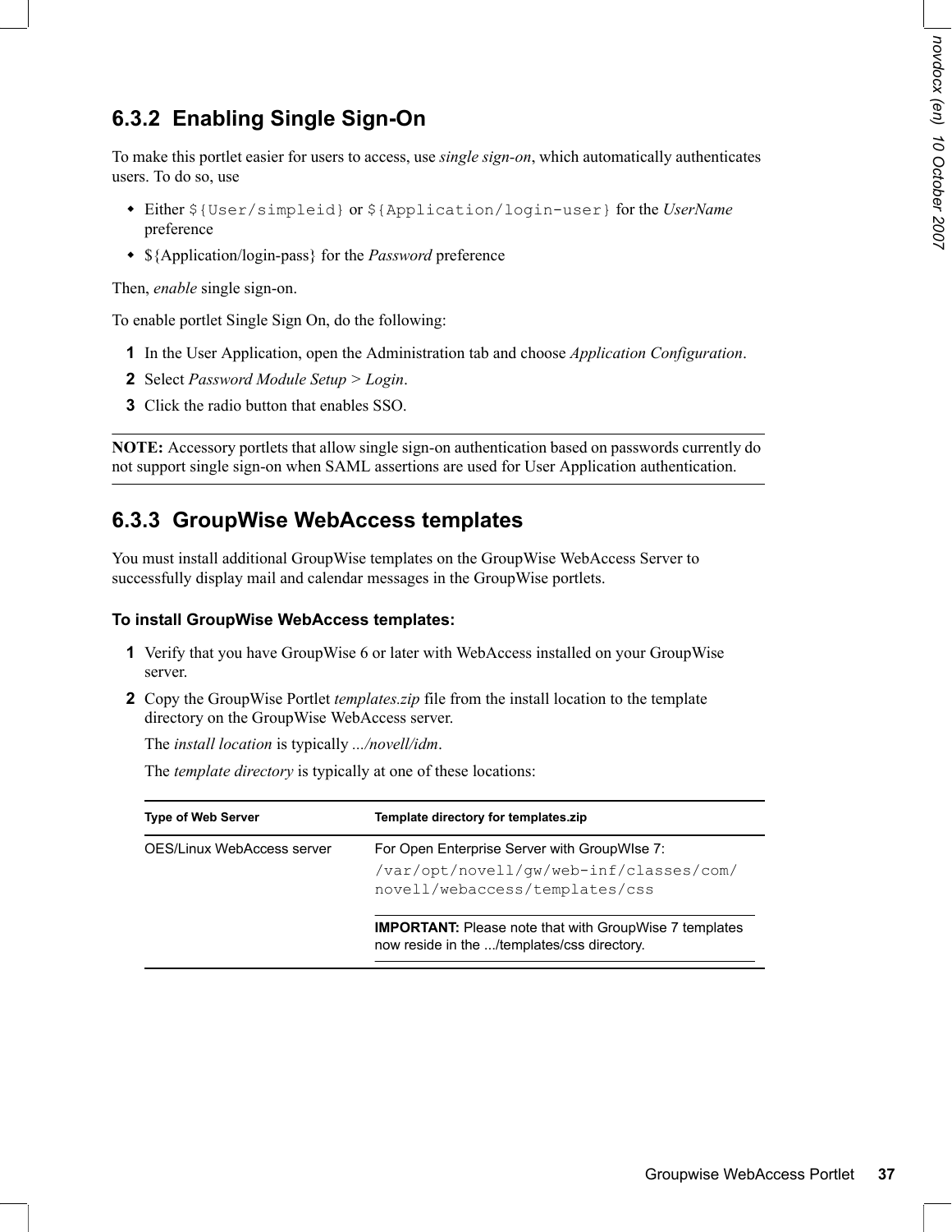### 6.3.2 Enabling Single Sign-On

To make this portlet easier for users to access, use *single sign-on*, which automatically authenticates users. To do so, use

- Either `${User/simpleid}` or `${Application/login-user}` for the *UserName* preference
- ${Application/login-pass} for the *Password* preference

Then, *enable* single sign-on.

To enable portlet Single Sign On, do the following:

1. In the User Application, open the Administration tab and choose *Application Configuration*.
2. Select *Password Module Setup* > *Login*.
3. Click the radio button that enables SSO.

---

**NOTE:** Accessory portlets that allow single sign-on authentication based on passwords currently do not support single sign-on when SAML assertions are used for User Application authentication.

---

### 6.3.3 GroupWise WebAccess templates

You must install additional GroupWise templates on the GroupWise WebAccess Server to successfully display mail and calendar messages in the GroupWise portlets.

**To install GroupWise WebAccess templates:**

1. Verify that you have GroupWise 6 or later with WebAccess installed on your GroupWise server.
2. Copy the GroupWise Portlet *templates.zip* file from the install location to the template directory on the GroupWise WebAccess server.

   The *install location* is typically *.../novell/idm*.

   The *template directory* is typically at one of these locations:

| Type of Web Server | Template directory for templates.zip |
| --- | --- |
| OES/Linux WebAccess server | For Open Enterprise Server with GroupWIse 7: `/var/opt/novell/gw/web-inf/classes/com/novell/webaccess/templates/css` **IMPORTANT:** Please note that with GroupWise 7 templates now reside in the .../templates/css directory. |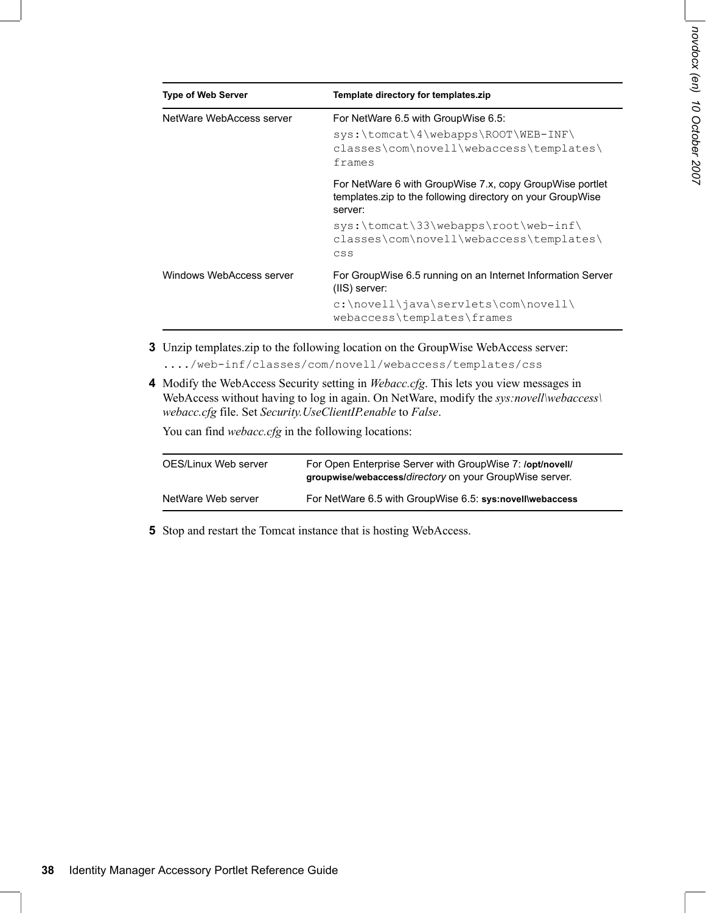| Type of Web Server | Template directory for templates.zip |
|---|---|
| NetWare WebAccess server | For NetWare 6.5 with GroupWise 6.5: `sys:\tomcat\4\webapps\ROOT\WEB-INF\classes\com\novell\webaccess\templates\frames` <br> For NetWare 6 with GroupWise 7.x, copy GroupWise portlet templates.zip to the following directory on your GroupWise server: `sys:\tomcat\33\webapps\root\web-inf\classes\com\novell\webaccess\templates\css` |
| Windows WebAccess server | For GroupWise 6.5 running on an Internet Information Server (IIS) server: `c:\novell\java\servlets\com\novell\webaccess\templates\frames` |

**3** Unzip templates.zip to the following location on the GroupWise WebAccess server:

`..../web-inf/classes/com/novell/webaccess/templates/css`

**4** Modify the WebAccess Security setting in *Webacc.cfg*. This lets you view messages in WebAccess without having to log in again. On NetWare, modify the *sys:novell\webaccess\webacc.cfg* file. Set *Security.UseClientIP.enable* to *False*.

You can find *webacc.cfg* in the following locations:

| | |
|---|---|
| OES/Linux Web server | For Open Enterprise Server with GroupWise 7: **/opt/novell/groupwise/webaccess/***directory* on your GroupWise server. |
| NetWare Web server | For NetWare 6.5 with GroupWise 6.5: **sys:novell\webaccess** |

**5** Stop and restart the Tomcat instance that is hosting WebAccess.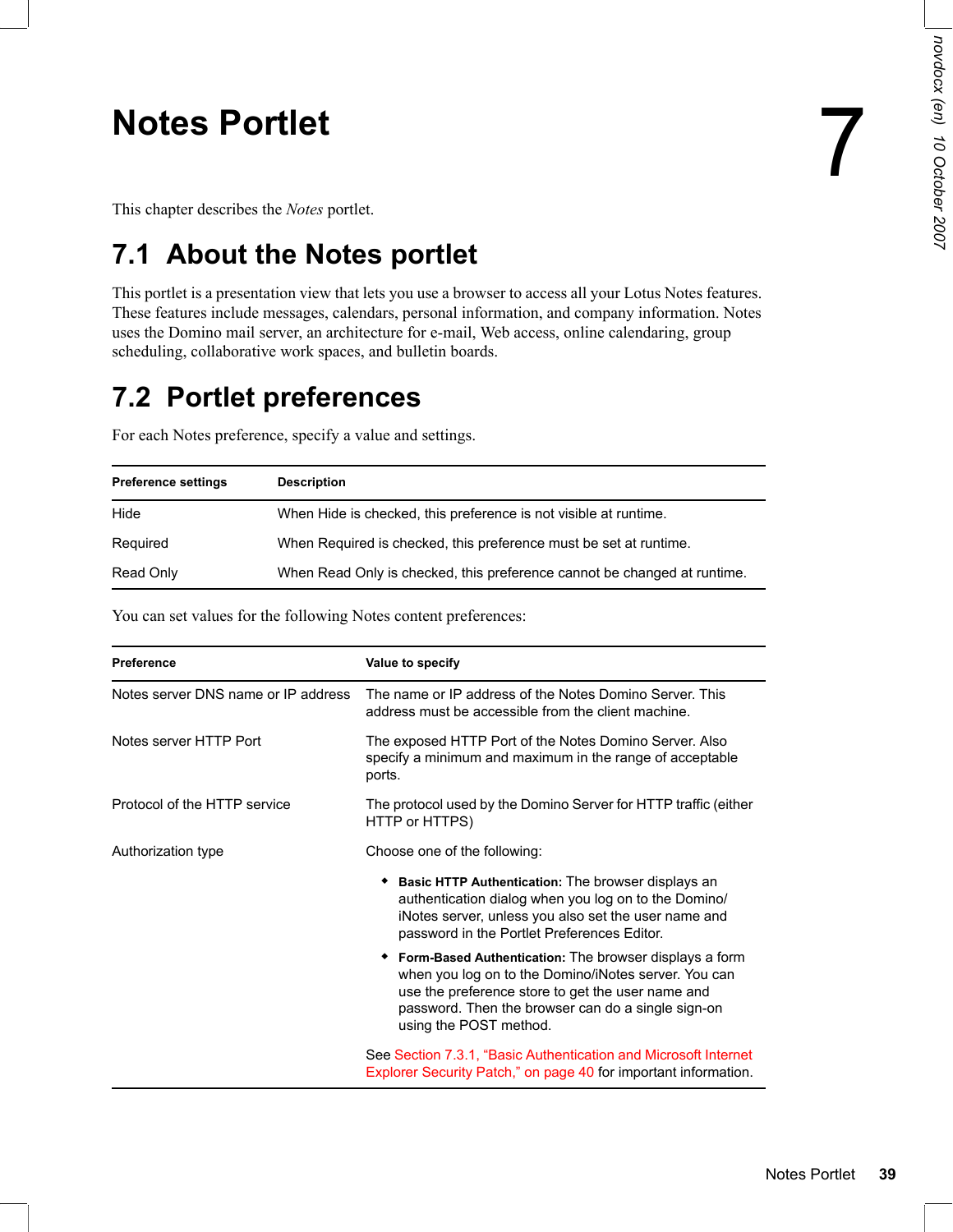# 7 Notes Portlet

This chapter describes the *Notes* portlet.

## 7.1 About the Notes portlet

This portlet is a presentation view that lets you use a browser to access all your Lotus Notes features. These features include messages, calendars, personal information, and company information. Notes uses the Domino mail server, an architecture for e-mail, Web access, online calendaring, group scheduling, collaborative work spaces, and bulletin boards.

## 7.2 Portlet preferences

For each Notes preference, specify a value and settings.

| Preference settings | Description |
|---|---|
| Hide | When Hide is checked, this preference is not visible at runtime. |
| Required | When Required is checked, this preference must be set at runtime. |
| Read Only | When Read Only is checked, this preference cannot be changed at runtime. |

You can set values for the following Notes content preferences:

| Preference | Value to specify |
|---|---|
| Notes server DNS name or IP address | The name or IP address of the Notes Domino Server. This address must be accessible from the client machine. |
| Notes server HTTP Port | The exposed HTTP Port of the Notes Domino Server. Also specify a minimum and maximum in the range of acceptable ports. |
| Protocol of the HTTP service | The protocol used by the Domino Server for HTTP traffic (either HTTP or HTTPS) |
| Authorization type | Choose one of the following:<br>◆ **Basic HTTP Authentication:** The browser displays an authentication dialog when you log on to the Domino/iNotes server, unless you also set the user name and password in the Portlet Preferences Editor.<br>◆ **Form-Based Authentication:** The browser displays a form when you log on to the Domino/iNotes server. You can use the preference store to get the user name and password. Then the browser can do a single sign-on using the POST method.<br>See Section 7.3.1, "Basic Authentication and Microsoft Internet Explorer Security Patch," on page 40 for important information. |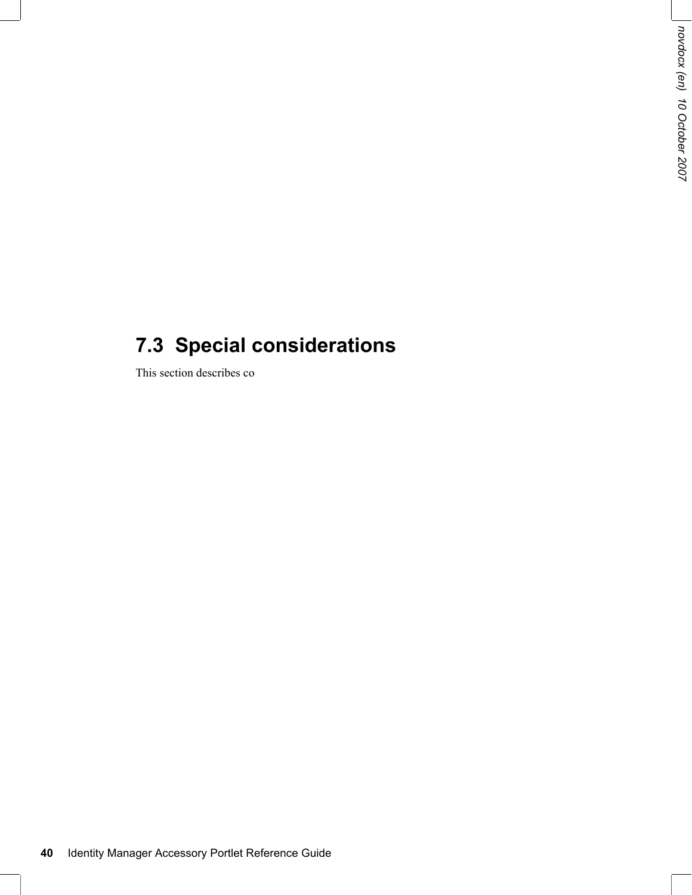## 7.3 Special considerations

This section describes co